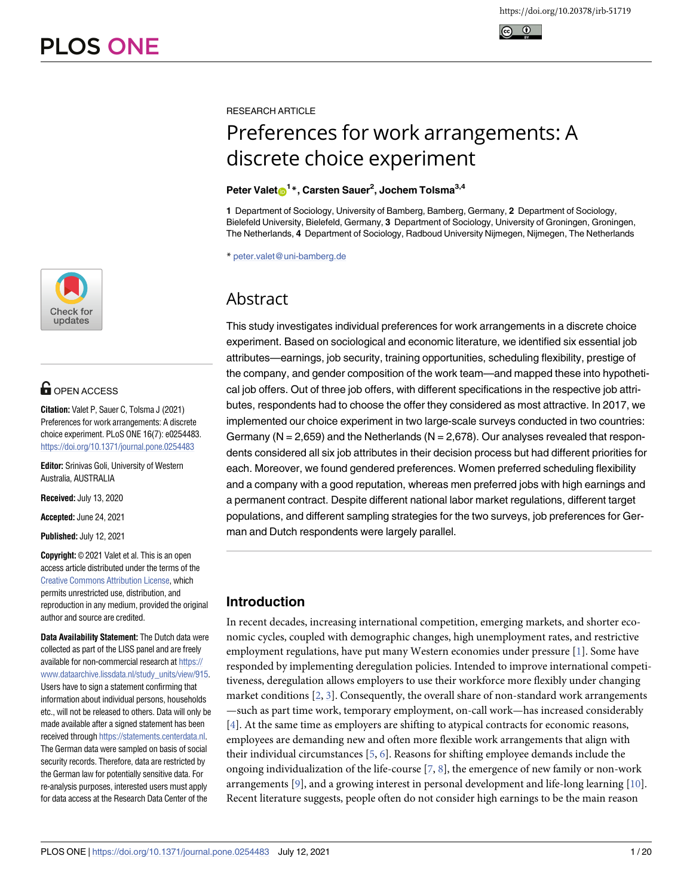RESEARCH ARTICLE

# Preferences for work arrangements: A discrete choice experiment

**Peter Valet[1]*, Carsten Sauer[2], Jochem Tolsma[3,4]**

**1** Department of Sociology, University of Bamberg, Bamberg, Germany, **2** Department of Sociology, Bielefeld University, Bielefeld, Germany, **3** Department of Sociology, University of Groningen, Groningen, The Netherlands, **4** Department of Sociology, Radboud University Nijmegen, Nijmegen, The Netherlands

* peter.valet@uni-bamberg.de

## Abstract

This study investigates individual preferences for work arrangements in a discrete choice experiment. Based on sociological and economic literature, we identified six essential job attributes—earnings, job security, training opportunities, scheduling flexibility, prestige of the company, and gender composition of the work team—and mapped these into hypothetical job offers. Out of three job offers, with different specifications in the respective job attributes, respondents had to choose the offer they considered as most attractive. In 2017, we implemented our choice experiment in two large-scale surveys conducted in two countries: Germany (N = 2,659) and the Netherlands (N = 2,678). Our analyses revealed that respondents considered all six job attributes in their decision process but had different priorities for each. Moreover, we found gendered preferences. Women preferred scheduling flexibility and a company with a good reputation, whereas men preferred jobs with high earnings and a permanent contract. Despite different national labor market regulations, different target populations, and different sampling strategies for the two surveys, job preferences for German and Dutch respondents were largely parallel.

OPEN ACCESS

**Citation:** Valet P, Sauer C, Tolsma J (2021) Preferences for work arrangements: A discrete choice experiment. PLoS ONE 16(7): e0254483. https://doi.org/10.1371/journal.pone.0254483

**Editor:** Srinivas Goli, University of Western Australia, AUSTRALIA

**Received:** July 13, 2020

**Accepted:** June 24, 2021

**Published:** July 12, 2021

**Copyright:** © 2021 Valet et al. This is an open access article distributed under the terms of the Creative Commons Attribution License, which permits unrestricted use, distribution, and reproduction in any medium, provided the original author and source are credited.

**Data Availability Statement:** The Dutch data were collected as part of the LISS panel and are freely available for non-commercial research at https://www.dataarchive.lissdata.nl/study_units/view/915. Users have to sign a statement confirming that information about individual persons, households etc., will not be released to others. Data will only be made available after a signed statement has been received through https://statements.centerdata.nl. The German data were sampled on basis of social security records. Therefore, data are restricted by the German law for potentially sensitive data. For re-analysis purposes, interested users must apply for data access at the Research Data Center of the

## Introduction

In recent decades, increasing international competition, emerging markets, and shorter economic cycles, coupled with demographic changes, high unemployment rates, and restrictive employment regulations, have put many Western economies under pressure [1]. Some have responded by implementing deregulation policies. Intended to improve international competitiveness, deregulation allows employers to use their workforce more flexibly under changing market conditions [2, 3]. Consequently, the overall share of non-standard work arrangements—such as part time work, temporary employment, on-call work—has increased considerably [4]. At the same time as employers are shifting to atypical contracts for economic reasons, employees are demanding new and often more flexible work arrangements that align with their individual circumstances [5, 6]. Reasons for shifting employee demands include the ongoing individualization of the life-course [7, 8], the emergence of new family or non-work arrangements [9], and a growing interest in personal development and life-long learning [10]. Recent literature suggests, people often do not consider high earnings to be the main reason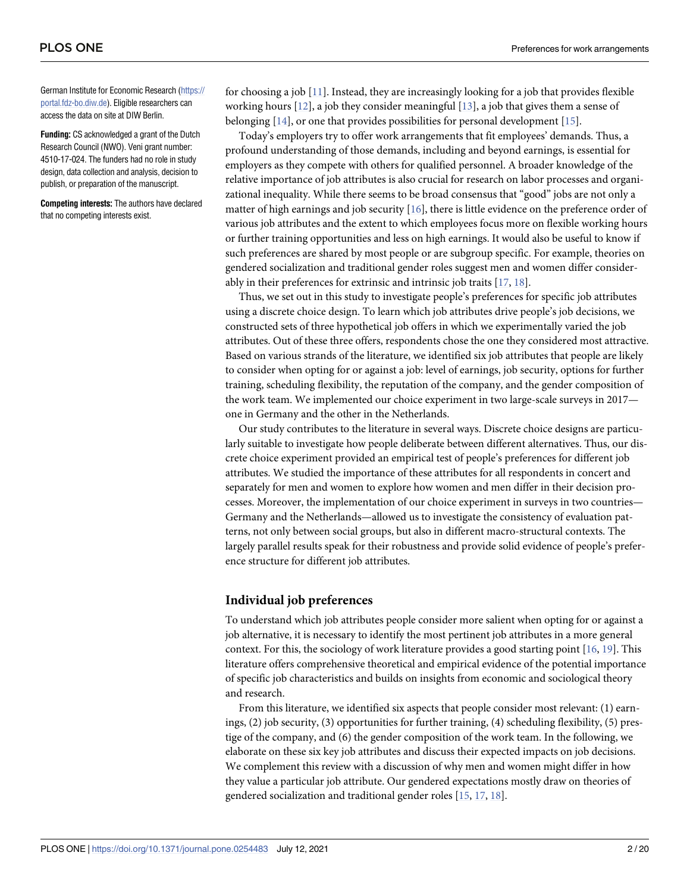German Institute for Economic Research (https://portal.fdz-bo.diw.de). Eligible researchers can access the data on site at DIW Berlin.

**Funding:** CS acknowledged a grant of the Dutch Research Council (NWO). Veni grant number: 4510-17-024. The funders had no role in study design, data collection and analysis, decision to publish, or preparation of the manuscript.

**Competing interests:** The authors have declared that no competing interests exist.

for choosing a job [11]. Instead, they are increasingly looking for a job that provides flexible working hours [12], a job they consider meaningful [13], a job that gives them a sense of belonging [14], or one that provides possibilities for personal development [15].

Today's employers try to offer work arrangements that fit employees' demands. Thus, a profound understanding of those demands, including and beyond earnings, is essential for employers as they compete with others for qualified personnel. A broader knowledge of the relative importance of job attributes is also crucial for research on labor processes and organizational inequality. While there seems to be broad consensus that "good" jobs are not only a matter of high earnings and job security [16], there is little evidence on the preference order of various job attributes and the extent to which employees focus more on flexible working hours or further training opportunities and less on high earnings. It would also be useful to know if such preferences are shared by most people or are subgroup specific. For example, theories on gendered socialization and traditional gender roles suggest men and women differ considerably in their preferences for extrinsic and intrinsic job traits [17, 18].

Thus, we set out in this study to investigate people's preferences for specific job attributes using a discrete choice design. To learn which job attributes drive people's job decisions, we constructed sets of three hypothetical job offers in which we experimentally varied the job attributes. Out of these three offers, respondents chose the one they considered most attractive. Based on various strands of the literature, we identified six job attributes that people are likely to consider when opting for or against a job: level of earnings, job security, options for further training, scheduling flexibility, the reputation of the company, and the gender composition of the work team. We implemented our choice experiment in two large-scale surveys in 2017—one in Germany and the other in the Netherlands.

Our study contributes to the literature in several ways. Discrete choice designs are particularly suitable to investigate how people deliberate between different alternatives. Thus, our discrete choice experiment provided an empirical test of people's preferences for different job attributes. We studied the importance of these attributes for all respondents in concert and separately for men and women to explore how women and men differ in their decision processes. Moreover, the implementation of our choice experiment in surveys in two countries—Germany and the Netherlands—allowed us to investigate the consistency of evaluation patterns, not only between social groups, but also in different macro-structural contexts. The largely parallel results speak for their robustness and provide solid evidence of people's preference structure for different job attributes.

## Individual job preferences

To understand which job attributes people consider more salient when opting for or against a job alternative, it is necessary to identify the most pertinent job attributes in a more general context. For this, the sociology of work literature provides a good starting point [16, 19]. This literature offers comprehensive theoretical and empirical evidence of the potential importance of specific job characteristics and builds on insights from economic and sociological theory and research.

From this literature, we identified six aspects that people consider most relevant: (1) earnings, (2) job security, (3) opportunities for further training, (4) scheduling flexibility, (5) prestige of the company, and (6) the gender composition of the work team. In the following, we elaborate on these six key job attributes and discuss their expected impacts on job decisions. We complement this review with a discussion of why men and women might differ in how they value a particular job attribute. Our gendered expectations mostly draw on theories of gendered socialization and traditional gender roles [15, 17, 18].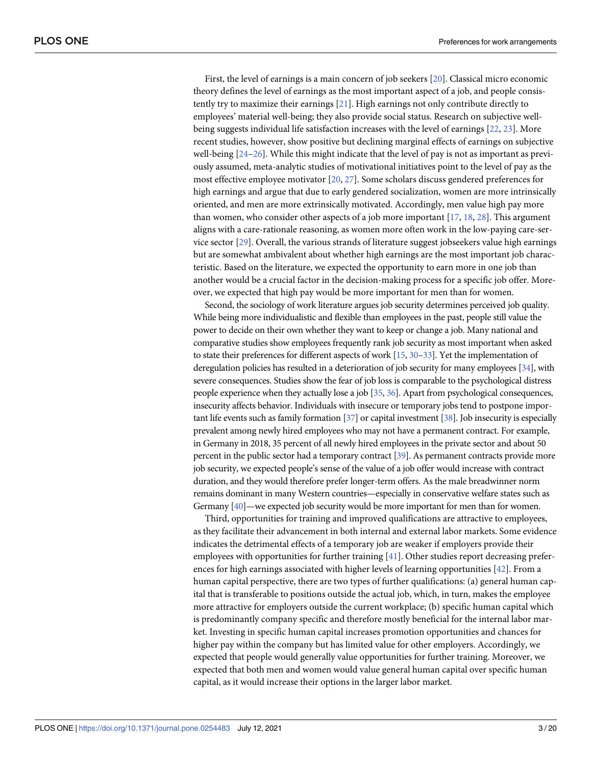First, the level of earnings is a main concern of job seekers [20]. Classical micro economic theory defines the level of earnings as the most important aspect of a job, and people consistently try to maximize their earnings [21]. High earnings not only contribute directly to employees' material well-being; they also provide social status. Research on subjective well-being suggests individual life satisfaction increases with the level of earnings [22, 23]. More recent studies, however, show positive but declining marginal effects of earnings on subjective well-being [24–26]. While this might indicate that the level of pay is not as important as previously assumed, meta-analytic studies of motivational initiatives point to the level of pay as the most effective employee motivator [20, 27]. Some scholars discuss gendered preferences for high earnings and argue that due to early gendered socialization, women are more intrinsically oriented, and men are more extrinsically motivated. Accordingly, men value high pay more than women, who consider other aspects of a job more important [17, 18, 28]. This argument aligns with a care-rationale reasoning, as women more often work in the low-paying care-service sector [29]. Overall, the various strands of literature suggest jobseekers value high earnings but are somewhat ambivalent about whether high earnings are the most important job characteristic. Based on the literature, we expected the opportunity to earn more in one job than another would be a crucial factor in the decision-making process for a specific job offer. Moreover, we expected that high pay would be more important for men than for women.

Second, the sociology of work literature argues job security determines perceived job quality. While being more individualistic and flexible than employees in the past, people still value the power to decide on their own whether they want to keep or change a job. Many national and comparative studies show employees frequently rank job security as most important when asked to state their preferences for different aspects of work [15, 30–33]. Yet the implementation of deregulation policies has resulted in a deterioration of job security for many employees [34], with severe consequences. Studies show the fear of job loss is comparable to the psychological distress people experience when they actually lose a job [35, 36]. Apart from psychological consequences, insecurity affects behavior. Individuals with insecure or temporary jobs tend to postpone important life events such as family formation [37] or capital investment [38]. Job insecurity is especially prevalent among newly hired employees who may not have a permanent contract. For example, in Germany in 2018, 35 percent of all newly hired employees in the private sector and about 50 percent in the public sector had a temporary contract [39]. As permanent contracts provide more job security, we expected people's sense of the value of a job offer would increase with contract duration, and they would therefore prefer longer-term offers. As the male breadwinner norm remains dominant in many Western countries—especially in conservative welfare states such as Germany [40]—we expected job security would be more important for men than for women.

Third, opportunities for training and improved qualifications are attractive to employees, as they facilitate their advancement in both internal and external labor markets. Some evidence indicates the detrimental effects of a temporary job are weaker if employers provide their employees with opportunities for further training [41]. Other studies report decreasing preferences for high earnings associated with higher levels of learning opportunities [42]. From a human capital perspective, there are two types of further qualifications: (a) general human capital that is transferable to positions outside the actual job, which, in turn, makes the employee more attractive for employers outside the current workplace; (b) specific human capital which is predominantly company specific and therefore mostly beneficial for the internal labor market. Investing in specific human capital increases promotion opportunities and chances for higher pay within the company but has limited value for other employers. Accordingly, we expected that people would generally value opportunities for further training. Moreover, we expected that both men and women would value general human capital over specific human capital, as it would increase their options in the larger labor market.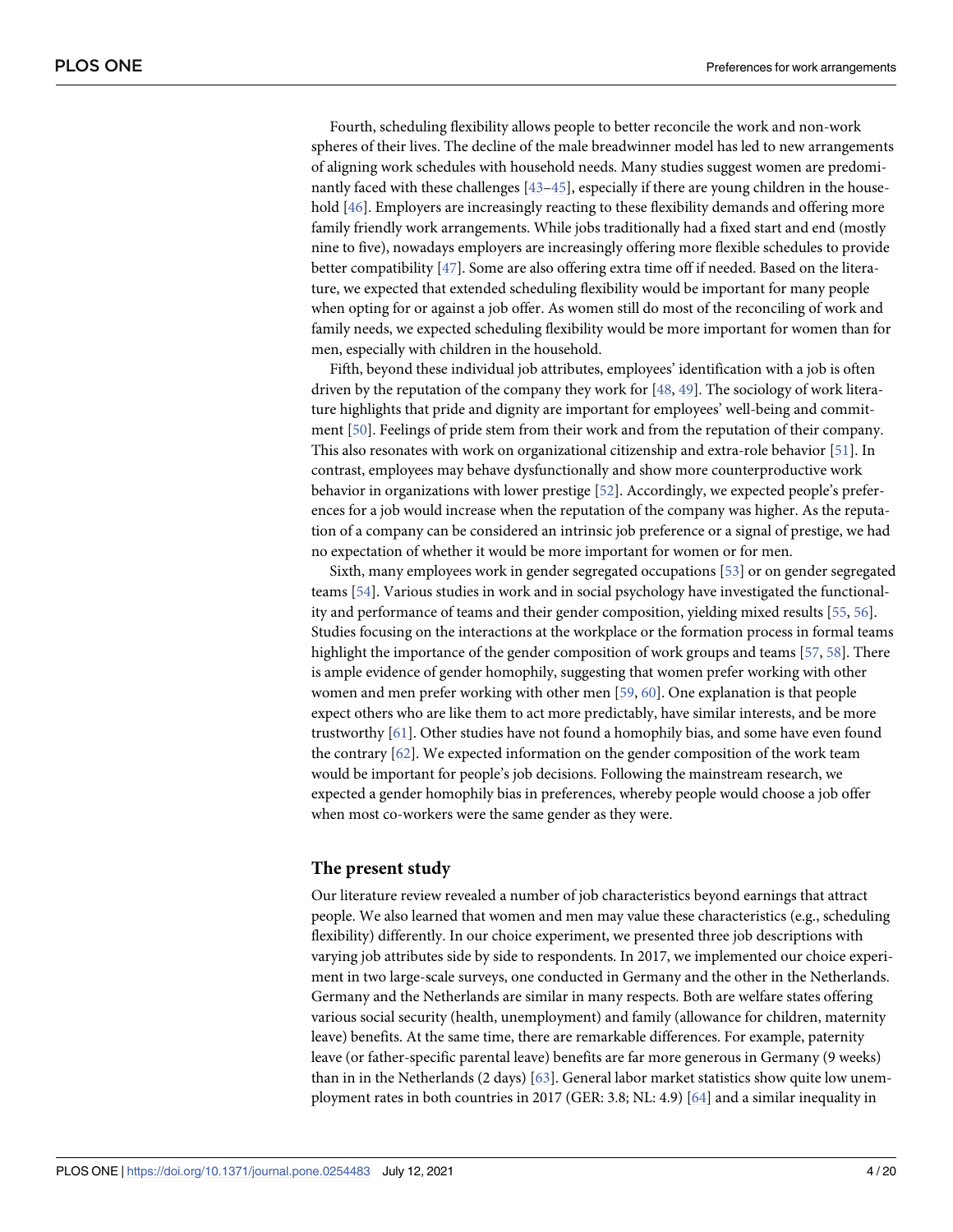Fourth, scheduling flexibility allows people to better reconcile the work and non-work spheres of their lives. The decline of the male breadwinner model has led to new arrangements of aligning work schedules with household needs. Many studies suggest women are predominantly faced with these challenges [43–45], especially if there are young children in the household [46]. Employers are increasingly reacting to these flexibility demands and offering more family friendly work arrangements. While jobs traditionally had a fixed start and end (mostly nine to five), nowadays employers are increasingly offering more flexible schedules to provide better compatibility [47]. Some are also offering extra time off if needed. Based on the literature, we expected that extended scheduling flexibility would be important for many people when opting for or against a job offer. As women still do most of the reconciling of work and family needs, we expected scheduling flexibility would be more important for women than for men, especially with children in the household.

Fifth, beyond these individual job attributes, employees' identification with a job is often driven by the reputation of the company they work for [48, 49]. The sociology of work literature highlights that pride and dignity are important for employees' well-being and commitment [50]. Feelings of pride stem from their work and from the reputation of their company. This also resonates with work on organizational citizenship and extra-role behavior [51]. In contrast, employees may behave dysfunctionally and show more counterproductive work behavior in organizations with lower prestige [52]. Accordingly, we expected people's preferences for a job would increase when the reputation of the company was higher. As the reputation of a company can be considered an intrinsic job preference or a signal of prestige, we had no expectation of whether it would be more important for women or for men.

Sixth, many employees work in gender segregated occupations [53] or on gender segregated teams [54]. Various studies in work and in social psychology have investigated the functionality and performance of teams and their gender composition, yielding mixed results [55, 56]. Studies focusing on the interactions at the workplace or the formation process in formal teams highlight the importance of the gender composition of work groups and teams [57, 58]. There is ample evidence of gender homophily, suggesting that women prefer working with other women and men prefer working with other men [59, 60]. One explanation is that people expect others who are like them to act more predictably, have similar interests, and be more trustworthy [61]. Other studies have not found a homophily bias, and some have even found the contrary [62]. We expected information on the gender composition of the work team would be important for people's job decisions. Following the mainstream research, we expected a gender homophily bias in preferences, whereby people would choose a job offer when most co-workers were the same gender as they were.

## The present study

Our literature review revealed a number of job characteristics beyond earnings that attract people. We also learned that women and men may value these characteristics (e.g., scheduling flexibility) differently. In our choice experiment, we presented three job descriptions with varying job attributes side by side to respondents. In 2017, we implemented our choice experiment in two large-scale surveys, one conducted in Germany and the other in the Netherlands. Germany and the Netherlands are similar in many respects. Both are welfare states offering various social security (health, unemployment) and family (allowance for children, maternity leave) benefits. At the same time, there are remarkable differences. For example, paternity leave (or father-specific parental leave) benefits are far more generous in Germany (9 weeks) than in in the Netherlands (2 days) [63]. General labor market statistics show quite low unemployment rates in both countries in 2017 (GER: 3.8; NL: 4.9) [64] and a similar inequality in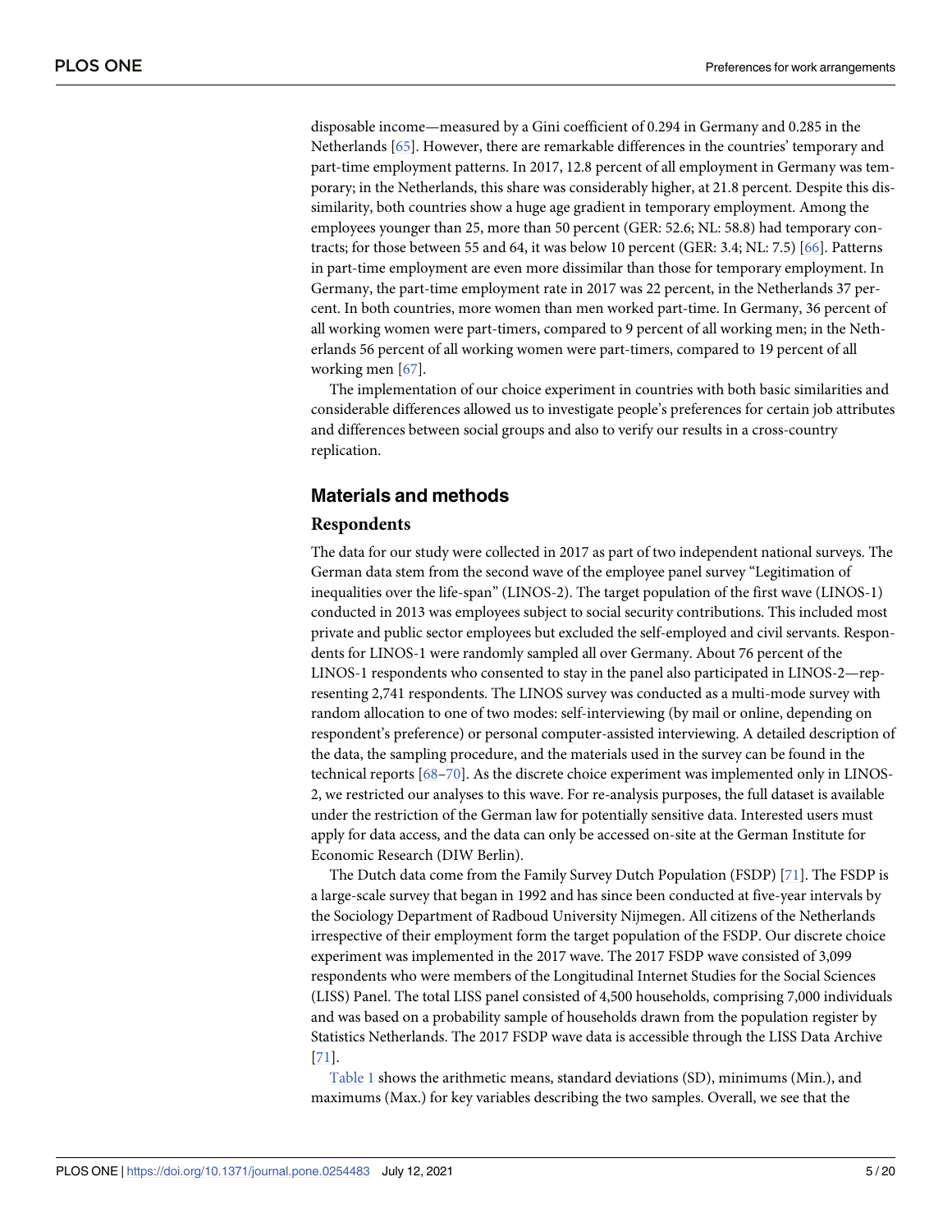disposable income—measured by a Gini coefficient of 0.294 in Germany and 0.285 in the Netherlands [65]. However, there are remarkable differences in the countries' temporary and part-time employment patterns. In 2017, 12.8 percent of all employment in Germany was temporary; in the Netherlands, this share was considerably higher, at 21.8 percent. Despite this dissimilarity, both countries show a huge age gradient in temporary employment. Among the employees younger than 25, more than 50 percent (GER: 52.6; NL: 58.8) had temporary contracts; for those between 55 and 64, it was below 10 percent (GER: 3.4; NL: 7.5) [66]. Patterns in part-time employment are even more dissimilar than those for temporary employment. In Germany, the part-time employment rate in 2017 was 22 percent, in the Netherlands 37 percent. In both countries, more women than men worked part-time. In Germany, 36 percent of all working women were part-timers, compared to 9 percent of all working men; in the Netherlands 56 percent of all working women were part-timers, compared to 19 percent of all working men [67].

The implementation of our choice experiment in countries with both basic similarities and considerable differences allowed us to investigate people's preferences for certain job attributes and differences between social groups and also to verify our results in a cross-country replication.

## Materials and methods

### Respondents

The data for our study were collected in 2017 as part of two independent national surveys. The German data stem from the second wave of the employee panel survey "Legitimation of inequalities over the life-span" (LINOS-2). The target population of the first wave (LINOS-1) conducted in 2013 was employees subject to social security contributions. This included most private and public sector employees but excluded the self-employed and civil servants. Respondents for LINOS-1 were randomly sampled all over Germany. About 76 percent of the LINOS-1 respondents who consented to stay in the panel also participated in LINOS-2—representing 2,741 respondents. The LINOS survey was conducted as a multi-mode survey with random allocation to one of two modes: self-interviewing (by mail or online, depending on respondent's preference) or personal computer-assisted interviewing. A detailed description of the data, the sampling procedure, and the materials used in the survey can be found in the technical reports [68–70]. As the discrete choice experiment was implemented only in LINOS-2, we restricted our analyses to this wave. For re-analysis purposes, the full dataset is available under the restriction of the German law for potentially sensitive data. Interested users must apply for data access, and the data can only be accessed on-site at the German Institute for Economic Research (DIW Berlin).

The Dutch data come from the Family Survey Dutch Population (FSDP) [71]. The FSDP is a large-scale survey that began in 1992 and has since been conducted at five-year intervals by the Sociology Department of Radboud University Nijmegen. All citizens of the Netherlands irrespective of their employment form the target population of the FSDP. Our discrete choice experiment was implemented in the 2017 wave. The 2017 FSDP wave consisted of 3,099 respondents who were members of the Longitudinal Internet Studies for the Social Sciences (LISS) Panel. The total LISS panel consisted of 4,500 households, comprising 7,000 individuals and was based on a probability sample of households drawn from the population register by Statistics Netherlands. The 2017 FSDP wave data is accessible through the LISS Data Archive [71].

Table 1 shows the arithmetic means, standard deviations (SD), minimums (Min.), and maximums (Max.) for key variables describing the two samples. Overall, we see that the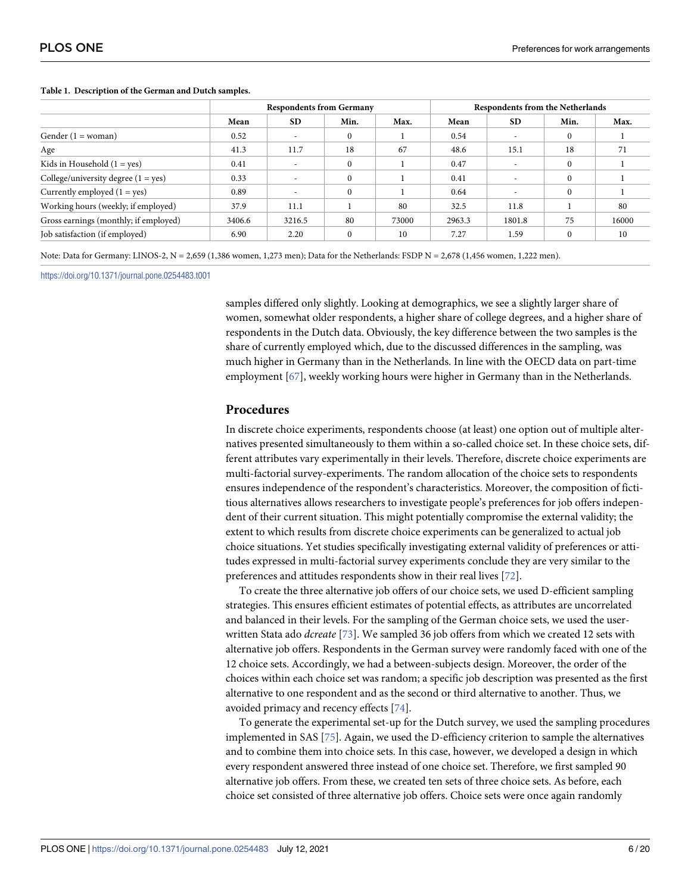**Table 1. Description of the German and Dutch samples.**

| | Respondents from Germany | | | | Respondents from the Netherlands | | | |
|---|---|---|---|---|---|---|---|---|
| | Mean | SD | Min. | Max. | Mean | SD | Min. | Max. |
| Gender (1 = woman) | 0.52 | - | 0 | 1 | 0.54 | - | 0 | 1 |
| Age | 41.3 | 11.7 | 18 | 67 | 48.6 | 15.1 | 18 | 71 |
| Kids in Household (1 = yes) | 0.41 | - | 0 | 1 | 0.47 | - | 0 | 1 |
| College/university degree (1 = yes) | 0.33 | - | 0 | 1 | 0.41 | - | 0 | 1 |
| Currently employed (1 = yes) | 0.89 | - | 0 | 1 | 0.64 | - | 0 | 1 |
| Working hours (weekly; if employed) | 37.9 | 11.1 | 1 | 80 | 32.5 | 11.8 | 1 | 80 |
| Gross earnings (monthly; if employed) | 3406.6 | 3216.5 | 80 | 73000 | 2963.3 | 1801.8 | 75 | 16000 |
| Job satisfaction (if employed) | 6.90 | 2.20 | 0 | 10 | 7.27 | 1.59 | 0 | 10 |

Note: Data for Germany: LINOS-2, N = 2,659 (1,386 women, 1,273 men); Data for the Netherlands: FSDP N = 2,678 (1,456 women, 1,222 men).

https://doi.org/10.1371/journal.pone.0254483.t001

samples differed only slightly. Looking at demographics, we see a slightly larger share of women, somewhat older respondents, a higher share of college degrees, and a higher share of respondents in the Dutch data. Obviously, the key difference between the two samples is the share of currently employed which, due to the discussed differences in the sampling, was much higher in Germany than in the Netherlands. In line with the OECD data on part-time employment [67], weekly working hours were higher in Germany than in the Netherlands.

## Procedures

In discrete choice experiments, respondents choose (at least) one option out of multiple alternatives presented simultaneously to them within a so-called choice set. In these choice sets, different attributes vary experimentally in their levels. Therefore, discrete choice experiments are multi-factorial survey-experiments. The random allocation of the choice sets to respondents ensures independence of the respondent's characteristics. Moreover, the composition of fictitious alternatives allows researchers to investigate people's preferences for job offers independent of their current situation. This might potentially compromise the external validity; the extent to which results from discrete choice experiments can be generalized to actual job choice situations. Yet studies specifically investigating external validity of preferences or attitudes expressed in multi-factorial survey experiments conclude they are very similar to the preferences and attitudes respondents show in their real lives [72].

To create the three alternative job offers of our choice sets, we used D-efficient sampling strategies. This ensures efficient estimates of potential effects, as attributes are uncorrelated and balanced in their levels. For the sampling of the German choice sets, we used the user-written Stata ado *dcreate* [73]. We sampled 36 job offers from which we created 12 sets with alternative job offers. Respondents in the German survey were randomly faced with one of the 12 choice sets. Accordingly, we had a between-subjects design. Moreover, the order of the choices within each choice set was random; a specific job description was presented as the first alternative to one respondent and as the second or third alternative to another. Thus, we avoided primacy and recency effects [74].

To generate the experimental set-up for the Dutch survey, we used the sampling procedures implemented in SAS [75]. Again, we used the D-efficiency criterion to sample the alternatives and to combine them into choice sets. In this case, however, we developed a design in which every respondent answered three instead of one choice set. Therefore, we first sampled 90 alternative job offers. From these, we created ten sets of three choice sets. As before, each choice set consisted of three alternative job offers. Choice sets were once again randomly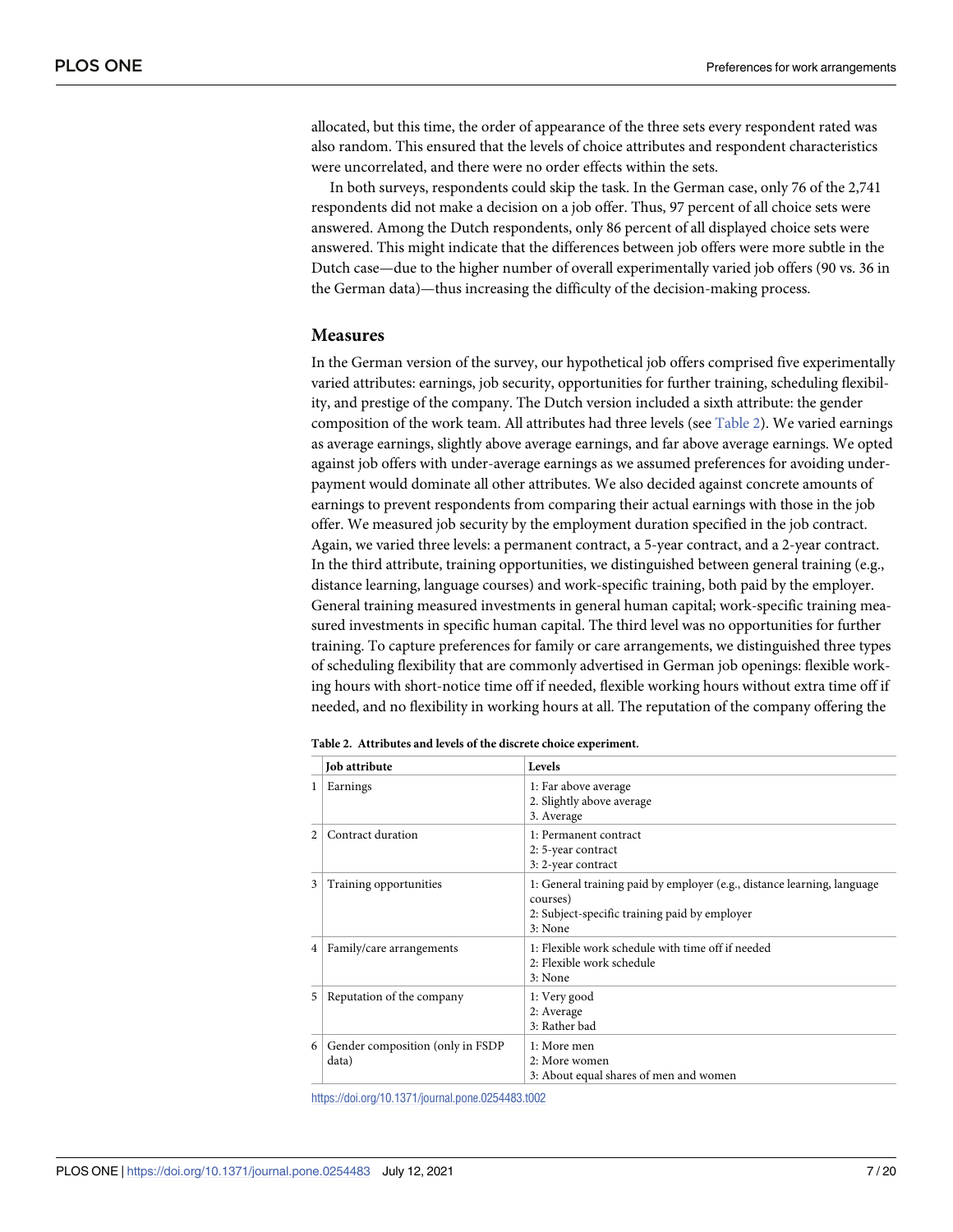allocated, but this time, the order of appearance of the three sets every respondent rated was also random. This ensured that the levels of choice attributes and respondent characteristics were uncorrelated, and there were no order effects within the sets.

In both surveys, respondents could skip the task. In the German case, only 76 of the 2,741 respondents did not make a decision on a job offer. Thus, 97 percent of all choice sets were answered. Among the Dutch respondents, only 86 percent of all displayed choice sets were answered. This might indicate that the differences between job offers were more subtle in the Dutch case—due to the higher number of overall experimentally varied job offers (90 vs. 36 in the German data)—thus increasing the difficulty of the decision-making process.

## Measures

In the German version of the survey, our hypothetical job offers comprised five experimentally varied attributes: earnings, job security, opportunities for further training, scheduling flexibility, and prestige of the company. The Dutch version included a sixth attribute: the gender composition of the work team. All attributes had three levels (see Table 2). We varied earnings as average earnings, slightly above average earnings, and far above average earnings. We opted against job offers with under-average earnings as we assumed preferences for avoiding underpayment would dominate all other attributes. We also decided against concrete amounts of earnings to prevent respondents from comparing their actual earnings with those in the job offer. We measured job security by the employment duration specified in the job contract. Again, we varied three levels: a permanent contract, a 5-year contract, and a 2-year contract. In the third attribute, training opportunities, we distinguished between general training (e.g., distance learning, language courses) and work-specific training, both paid by the employer. General training measured investments in general human capital; work-specific training measured investments in specific human capital. The third level was no opportunities for further training. To capture preferences for family or care arrangements, we distinguished three types of scheduling flexibility that are commonly advertised in German job openings: flexible working hours with short-notice time off if needed, flexible working hours without extra time off if needed, and no flexibility in working hours at all. The reputation of the company offering the

**Table 2. Attributes and levels of the discrete choice experiment.**

| | Job attribute | Levels |
|---|---|---|
| 1 | Earnings | 1: Far above average<br>2. Slightly above average<br>3. Average |
| 2 | Contract duration | 1: Permanent contract<br>2: 5-year contract<br>3: 2-year contract |
| 3 | Training opportunities | 1: General training paid by employer (e.g., distance learning, language courses)<br>2: Subject-specific training paid by employer<br>3: None |
| 4 | Family/care arrangements | 1: Flexible work schedule with time off if needed<br>2: Flexible work schedule<br>3: None |
| 5 | Reputation of the company | 1: Very good<br>2: Average<br>3: Rather bad |
| 6 | Gender composition (only in FSDP data) | 1: More men<br>2: More women<br>3: About equal shares of men and women |

https://doi.org/10.1371/journal.pone.0254483.t002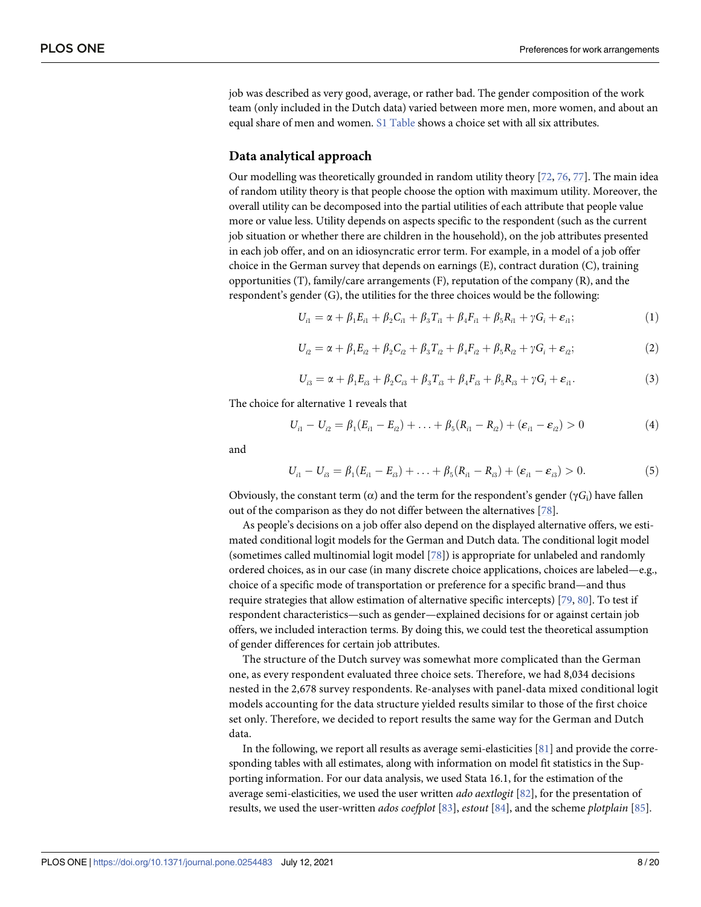job was described as very good, average, or rather bad. The gender composition of the work team (only included in the Dutch data) varied between more men, more women, and about an equal share of men and women. S1 Table shows a choice set with all six attributes.

## Data analytical approach

Our modelling was theoretically grounded in random utility theory [72, 76, 77]. The main idea of random utility theory is that people choose the option with maximum utility. Moreover, the overall utility can be decomposed into the partial utilities of each attribute that people value more or value less. Utility depends on aspects specific to the respondent (such as the current job situation or whether there are children in the household), on the job attributes presented in each job offer, and on an idiosyncratic error term. For example, in a model of a job offer choice in the German survey that depends on earnings (E), contract duration (C), training opportunities (T), family/care arrangements (F), reputation of the company (R), and the respondent's gender (G), the utilities for the three choices would be the following:

$$U_{i1} = \alpha + \beta_1 E_{i1} + \beta_2 C_{i1} + \beta_3 T_{i1} + \beta_4 F_{i1} + \beta_5 R_{i1} + \gamma G_i + \varepsilon_{i1}; \tag{1}$$

$$U_{i2} = \alpha + \beta_1 E_{i2} + \beta_2 C_{i2} + \beta_3 T_{i2} + \beta_4 F_{i2} + \beta_5 R_{i2} + \gamma G_i + \varepsilon_{i2}; \tag{2}$$

$$U_{i3} = \alpha + \beta_1 E_{i3} + \beta_2 C_{i3} + \beta_3 T_{i3} + \beta_4 F_{i3} + \beta_5 R_{i3} + \gamma G_i + \varepsilon_{i1}. \tag{3}$$

The choice for alternative 1 reveals that

$$U_{i1} - U_{i2} = \beta_1(E_{i1} - E_{i2}) + \ldots + \beta_5(R_{i1} - R_{i2}) + (\varepsilon_{i1} - \varepsilon_{i2}) > 0 \tag{4}$$

and

$$U_{i1} - U_{i3} = \beta_1(E_{i1} - E_{i3}) + \ldots + \beta_5(R_{i1} - R_{i3}) + (\varepsilon_{i1} - \varepsilon_{i3}) > 0. \tag{5}$$

Obviously, the constant term ($\alpha$) and the term for the respondent's gender ($\gamma G_i$) have fallen out of the comparison as they do not differ between the alternatives [78].

As people's decisions on a job offer also depend on the displayed alternative offers, we estimated conditional logit models for the German and Dutch data. The conditional logit model (sometimes called multinomial logit model [78]) is appropriate for unlabeled and randomly ordered choices, as in our case (in many discrete choice applications, choices are labeled—e.g., choice of a specific mode of transportation or preference for a specific brand—and thus require strategies that allow estimation of alternative specific intercepts) [79, 80]. To test if respondent characteristics—such as gender—explained decisions for or against certain job offers, we included interaction terms. By doing this, we could test the theoretical assumption of gender differences for certain job attributes.

The structure of the Dutch survey was somewhat more complicated than the German one, as every respondent evaluated three choice sets. Therefore, we had 8,034 decisions nested in the 2,678 survey respondents. Re-analyses with panel-data mixed conditional logit models accounting for the data structure yielded results similar to those of the first choice set only. Therefore, we decided to report results the same way for the German and Dutch data.

In the following, we report all results as average semi-elasticities [81] and provide the corresponding tables with all estimates, along with information on model fit statistics in the Supporting information. For our data analysis, we used Stata 16.1, for the estimation of the average semi-elasticities, we used the user written *ado aextlogit* [82], for the presentation of results, we used the user-written *ados coefplot* [83], *estout* [84], and the scheme *plotplain* [85].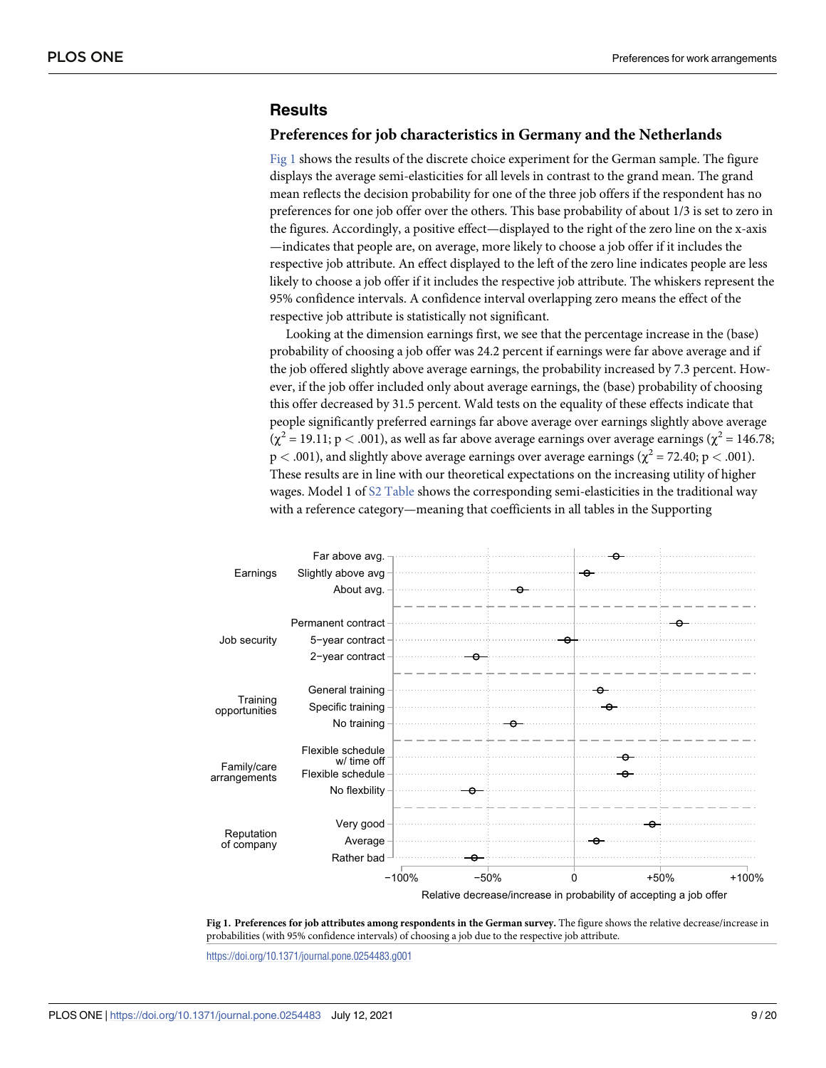## Results

### Preferences for job characteristics in Germany and the Netherlands

Fig 1 shows the results of the discrete choice experiment for the German sample. The figure displays the average semi-elasticities for all levels in contrast to the grand mean. The grand mean reflects the decision probability for one of the three job offers if the respondent has no preferences for one job offer over the others. This base probability of about 1/3 is set to zero in the figures. Accordingly, a positive effect—displayed to the right of the zero line on the x-axis—indicates that people are, on average, more likely to choose a job offer if it includes the respective job attribute. An effect displayed to the left of the zero line indicates people are less likely to choose a job offer if it includes the respective job attribute. The whiskers represent the 95% confidence intervals. A confidence interval overlapping zero means the effect of the respective job attribute is statistically not significant.

Looking at the dimension earnings first, we see that the percentage increase in the (base) probability of choosing a job offer was 24.2 percent if earnings were far above average and if the job offered slightly above average earnings, the probability increased by 7.3 percent. However, if the job offer included only about average earnings, the (base) probability of choosing this offer decreased by 31.5 percent. Wald tests on the equality of these effects indicate that people significantly preferred earnings far above average over earnings slightly above average ($\chi^2 = 19.11$; $p < .001$), as well as far above average earnings over average earnings ($\chi^2 = 146.78$; $p < .001$), and slightly above average earnings over average earnings ($\chi^2 = 72.40$; $p < .001$). These results are in line with our theoretical expectations on the increasing utility of higher wages. Model 1 of S2 Table shows the corresponding semi-elasticities in the traditional way with a reference category—meaning that coefficients in all tables in the Supporting

**Fig 1. Preferences for job attributes among respondents in the German survey.** The figure shows the relative decrease/increase in probabilities (with 95% confidence intervals) of choosing a job due to the respective job attribute.

https://doi.org/10.1371/journal.pone.0254483.g001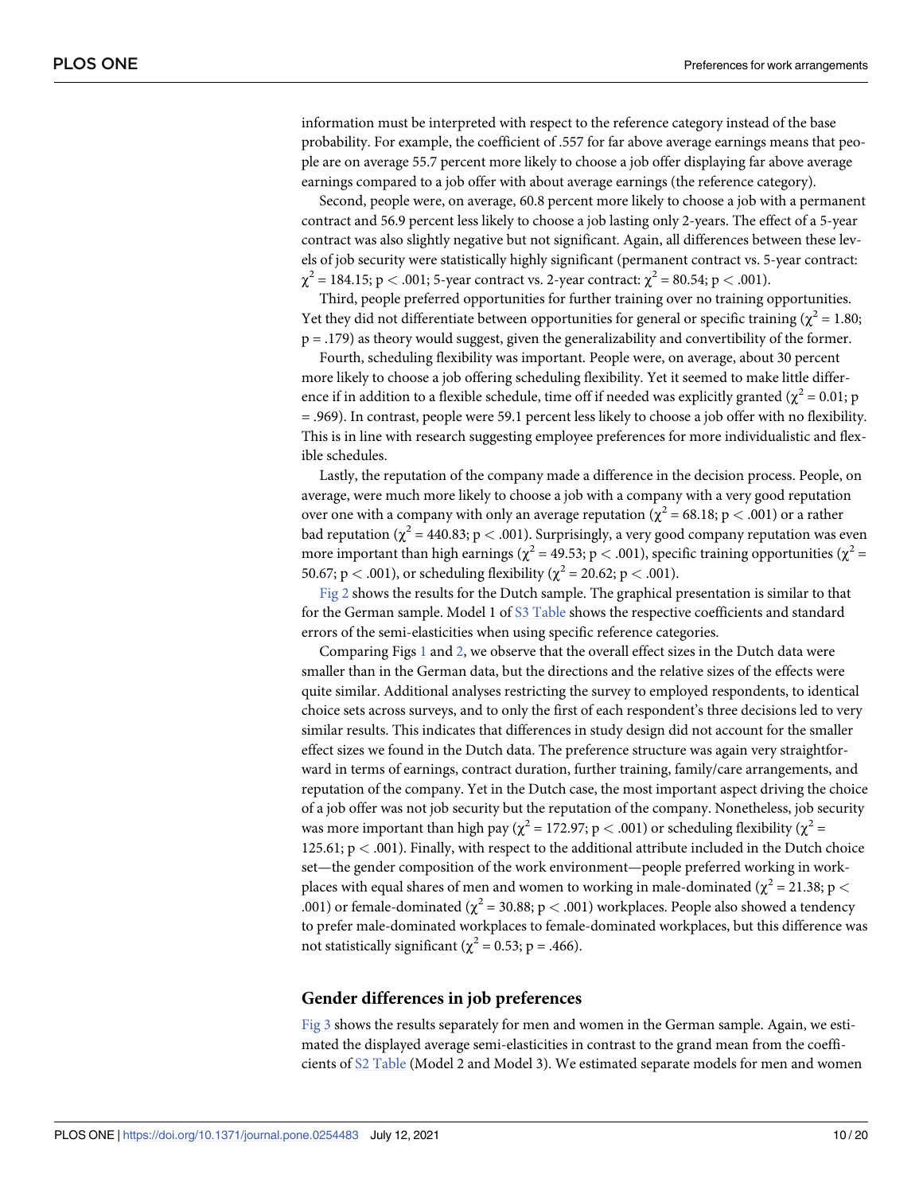information must be interpreted with respect to the reference category instead of the base probability. For example, the coefficient of .557 for far above average earnings means that people are on average 55.7 percent more likely to choose a job offer displaying far above average earnings compared to a job offer with about average earnings (the reference category).

Second, people were, on average, 60.8 percent more likely to choose a job with a permanent contract and 56.9 percent less likely to choose a job lasting only 2-years. The effect of a 5-year contract was also slightly negative but not significant. Again, all differences between these levels of job security were statistically highly significant (permanent contract vs. 5-year contract: $\chi^2 = 184.15$; $p < .001$; 5-year contract vs. 2-year contract: $\chi^2 = 80.54$; $p < .001$).

Third, people preferred opportunities for further training over no training opportunities. Yet they did not differentiate between opportunities for general or specific training ($\chi^2 = 1.80$; $p = .179$) as theory would suggest, given the generalizability and convertibility of the former.

Fourth, scheduling flexibility was important. People were, on average, about 30 percent more likely to choose a job offering scheduling flexibility. Yet it seemed to make little difference if in addition to a flexible schedule, time off if needed was explicitly granted ($\chi^2 = 0.01$; $p = .969$). In contrast, people were 59.1 percent less likely to choose a job offer with no flexibility. This is in line with research suggesting employee preferences for more individualistic and flexible schedules.

Lastly, the reputation of the company made a difference in the decision process. People, on average, were much more likely to choose a job with a company with a very good reputation over one with a company with only an average reputation ($\chi^2 = 68.18$; $p < .001$) or a rather bad reputation ($\chi^2 = 440.83$; $p < .001$). Surprisingly, a very good company reputation was even more important than high earnings ($\chi^2 = 49.53$; $p < .001$), specific training opportunities ($\chi^2 = 50.67$; $p < .001$), or scheduling flexibility ($\chi^2 = 20.62$; $p < .001$).

Fig 2 shows the results for the Dutch sample. The graphical presentation is similar to that for the German sample. Model 1 of S3 Table shows the respective coefficients and standard errors of the semi-elasticities when using specific reference categories.

Comparing Figs 1 and 2, we observe that the overall effect sizes in the Dutch data were smaller than in the German data, but the directions and the relative sizes of the effects were quite similar. Additional analyses restricting the survey to employed respondents, to identical choice sets across surveys, and to only the first of each respondent's three decisions led to very similar results. This indicates that differences in study design did not account for the smaller effect sizes we found in the Dutch data. The preference structure was again very straightforward in terms of earnings, contract duration, further training, family/care arrangements, and reputation of the company. Yet in the Dutch case, the most important aspect driving the choice of a job offer was not job security but the reputation of the company. Nonetheless, job security was more important than high pay ($\chi^2 = 172.97$; $p < .001$) or scheduling flexibility ($\chi^2 = 125.61$; $p < .001$). Finally, with respect to the additional attribute included in the Dutch choice set—the gender composition of the work environment—people preferred working in workplaces with equal shares of men and women to working in male-dominated ($\chi^2 = 21.38$; $p < .001$) or female-dominated ($\chi^2 = 30.88$; $p < .001$) workplaces. People also showed a tendency to prefer male-dominated workplaces to female-dominated workplaces, but this difference was not statistically significant ($\chi^2 = 0.53$; $p = .466$).

## Gender differences in job preferences

Fig 3 shows the results separately for men and women in the German sample. Again, we estimated the displayed average semi-elasticities in contrast to the grand mean from the coefficients of S2 Table (Model 2 and Model 3). We estimated separate models for men and women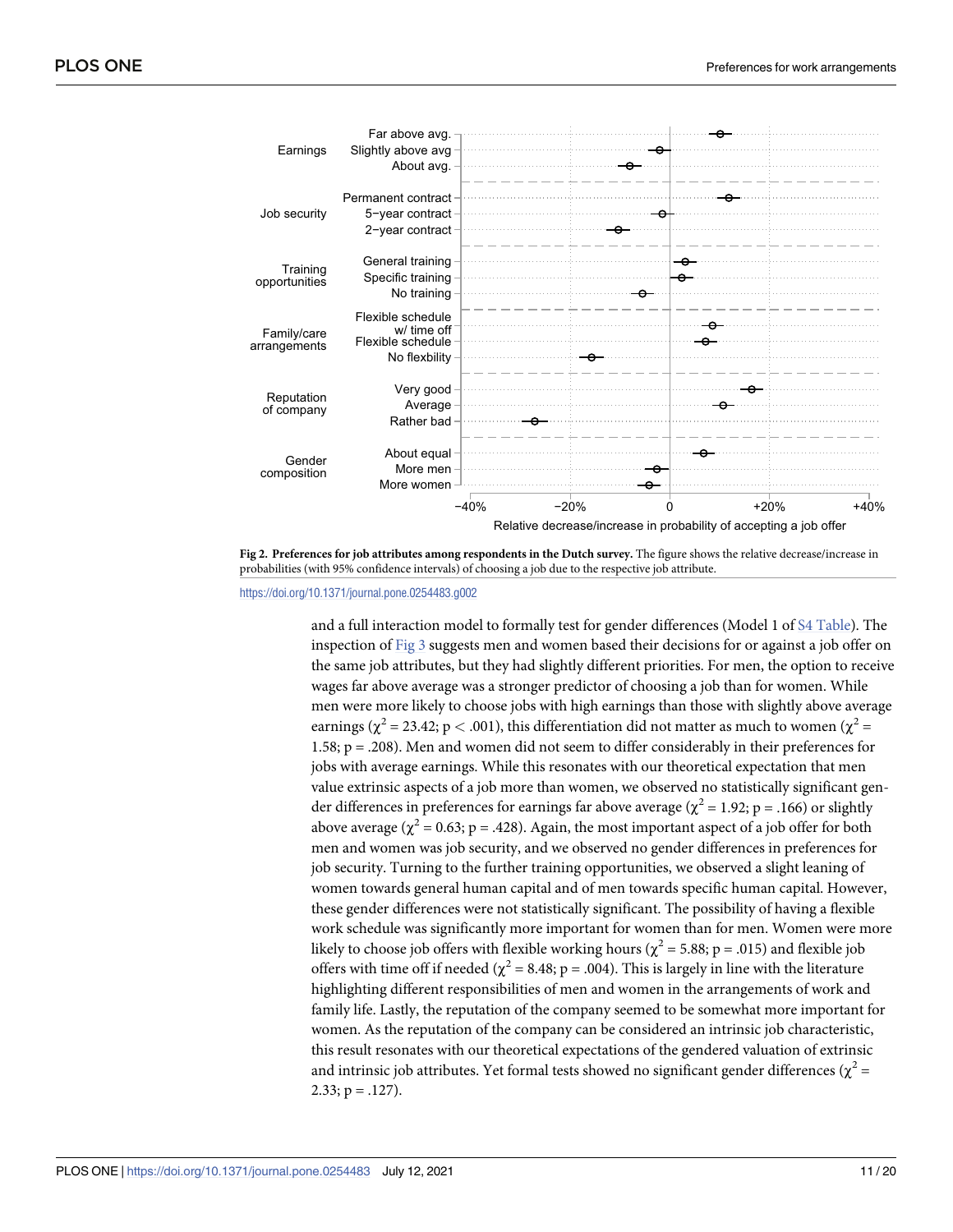Fig 2. Preferences for job attributes among respondents in the Dutch survey. The figure shows the relative decrease/increase in probabilities (with 95% confidence intervals) of choosing a job due to the respective job attribute.

https://doi.org/10.1371/journal.pone.0254483.g002

and a full interaction model to formally test for gender differences (Model 1 of S4 Table). The inspection of Fig 3 suggests men and women based their decisions for or against a job offer on the same job attributes, but they had slightly different priorities. For men, the option to receive wages far above average was a stronger predictor of choosing a job than for women. While men were more likely to choose jobs with high earnings than those with slightly above average earnings ($\chi^2 = 23.42$; $p < .001$), this differentiation did not matter as much to women ($\chi^2 = 1.58$; $p = .208$). Men and women did not seem to differ considerably in their preferences for jobs with average earnings. While this resonates with our theoretical expectation that men value extrinsic aspects of a job more than women, we observed no statistically significant gender differences in preferences for earnings far above average ($\chi^2 = 1.92$; $p = .166$) or slightly above average ($\chi^2 = 0.63$; $p = .428$). Again, the most important aspect of a job offer for both men and women was job security, and we observed no gender differences in preferences for job security. Turning to the further training opportunities, we observed a slight leaning of women towards general human capital and of men towards specific human capital. However, these gender differences were not statistically significant. The possibility of having a flexible work schedule was significantly more important for women than for men. Women were more likely to choose job offers with flexible working hours ($\chi^2 = 5.88$; $p = .015$) and flexible job offers with time off if needed ($\chi^2 = 8.48$; $p = .004$). This is largely in line with the literature highlighting different responsibilities of men and women in the arrangements of work and family life. Lastly, the reputation of the company seemed to be somewhat more important for women. As the reputation of the company can be considered an intrinsic job characteristic, this result resonates with our theoretical expectations of the gendered valuation of extrinsic and intrinsic job attributes. Yet formal tests showed no significant gender differences ($\chi^2 = 2.33$; $p = .127$).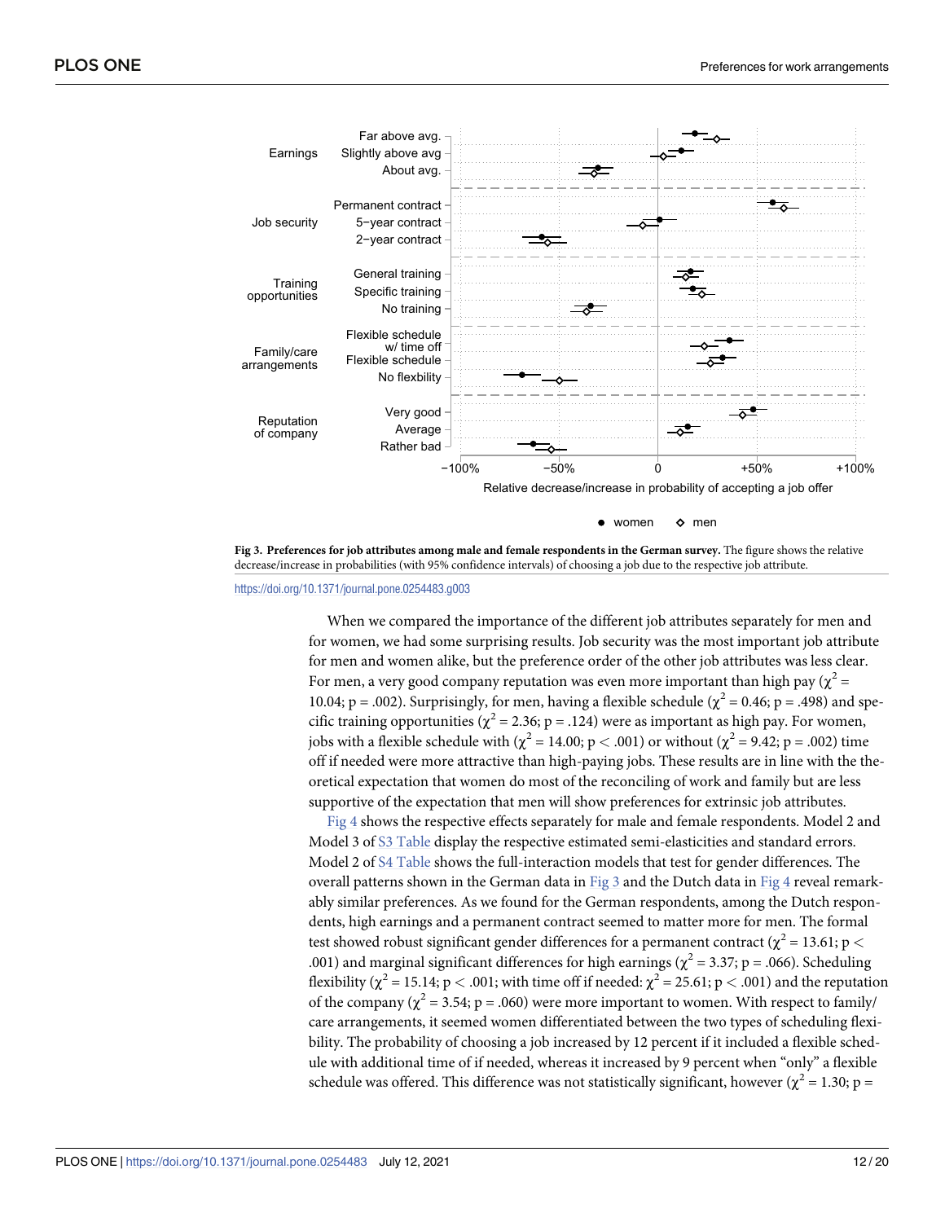**Fig 3. Preferences for job attributes among male and female respondents in the German survey.** The figure shows the relative decrease/increase in probabilities (with 95% confidence intervals) of choosing a job due to the respective job attribute.

https://doi.org/10.1371/journal.pone.0254483.g003

When we compared the importance of the different job attributes separately for men and for women, we had some surprising results. Job security was the most important job attribute for men and women alike, but the preference order of the other job attributes was less clear. For men, a very good company reputation was even more important than high pay ($\chi^2$ = 10.04; p = .002). Surprisingly, for men, having a flexible schedule ($\chi^2$ = 0.46; p = .498) and specific training opportunities ($\chi^2$ = 2.36; p = .124) were as important as high pay. For women, jobs with a flexible schedule with ($\chi^2$ = 14.00; p < .001) or without ($\chi^2$ = 9.42; p = .002) time off if needed were more attractive than high-paying jobs. These results are in line with the theoretical expectation that women do most of the reconciling of work and family but are less supportive of the expectation that men will show preferences for extrinsic job attributes.

Fig 4 shows the respective effects separately for male and female respondents. Model 2 and Model 3 of S3 Table display the respective estimated semi-elasticities and standard errors. Model 2 of S4 Table shows the full-interaction models that test for gender differences. The overall patterns shown in the German data in Fig 3 and the Dutch data in Fig 4 reveal remarkably similar preferences. As we found for the German respondents, among the Dutch respondents, high earnings and a permanent contract seemed to matter more for men. The formal test showed robust significant gender differences for a permanent contract ($\chi^2$ = 13.61; p < .001) and marginal significant differences for high earnings ($\chi^2$ = 3.37; p = .066). Scheduling flexibility ($\chi^2$ = 15.14; p < .001; with time off if needed: $\chi^2$ = 25.61; p < .001) and the reputation of the company ($\chi^2$ = 3.54; p = .060) were more important to women. With respect to family/care arrangements, it seemed women differentiated between the two types of scheduling flexibility. The probability of choosing a job increased by 12 percent if it included a flexible schedule with additional time of if needed, whereas it increased by 9 percent when "only" a flexible schedule was offered. This difference was not statistically significant, however ($\chi^2$ = 1.30; p =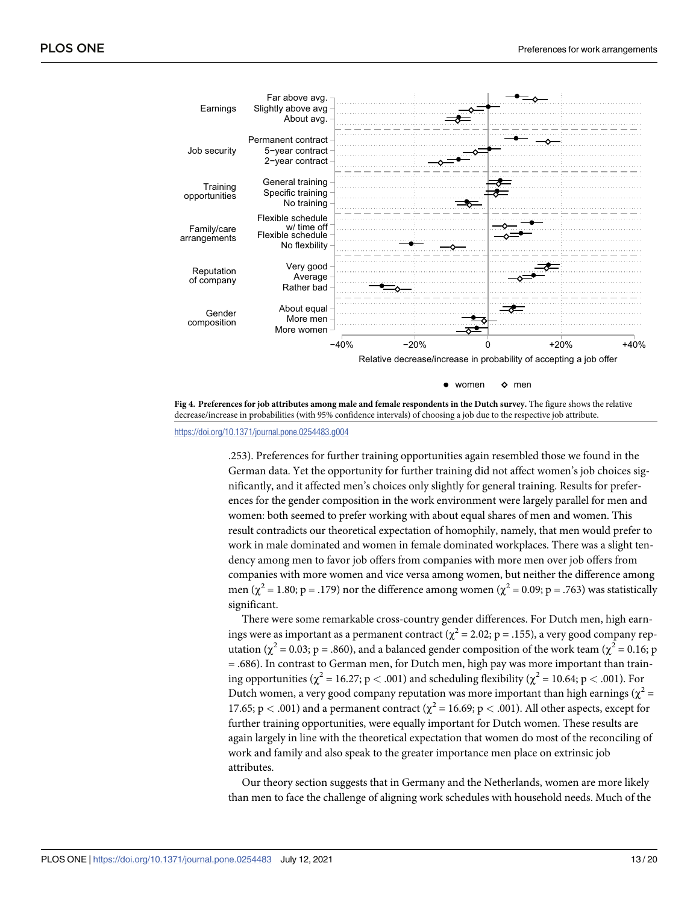Fig 4. **Preferences for job attributes among male and female respondents in the Dutch survey.** The figure shows the relative decrease/increase in probabilities (with 95% confidence intervals) of choosing a job due to the respective job attribute.

https://doi.org/10.1371/journal.pone.0254483.g004

.253). Preferences for further training opportunities again resembled those we found in the German data. Yet the opportunity for further training did not affect women's job choices significantly, and it affected men's choices only slightly for general training. Results for preferences for the gender composition in the work environment were largely parallel for men and women: both seemed to prefer working with about equal shares of men and women. This result contradicts our theoretical expectation of homophily, namely, that men would prefer to work in male dominated and women in female dominated workplaces. There was a slight tendency among men to favor job offers from companies with more men over job offers from companies with more women and vice versa among women, but neither the difference among men ($\chi^2 = 1.80$; $p = .179$) nor the difference among women ($\chi^2 = 0.09$; $p = .763$) was statistically significant.

There were some remarkable cross-country gender differences. For Dutch men, high earnings were as important as a permanent contract ($\chi^2 = 2.02$; $p = .155$), a very good company reputation ($\chi^2 = 0.03$; $p = .860$), and a balanced gender composition of the work team ($\chi^2 = 0.16$; $p = .686$). In contrast to German men, for Dutch men, high pay was more important than training opportunities ($\chi^2 = 16.27$; $p < .001$) and scheduling flexibility ($\chi^2 = 10.64$; $p < .001$). For Dutch women, a very good company reputation was more important than high earnings ($\chi^2 = 17.65$; $p < .001$) and a permanent contract ($\chi^2 = 16.69$; $p < .001$). All other aspects, except for further training opportunities, were equally important for Dutch women. These results are again largely in line with the theoretical expectation that women do most of the reconciling of work and family and also speak to the greater importance men place on extrinsic job attributes.

Our theory section suggests that in Germany and the Netherlands, women are more likely than men to face the challenge of aligning work schedules with household needs. Much of the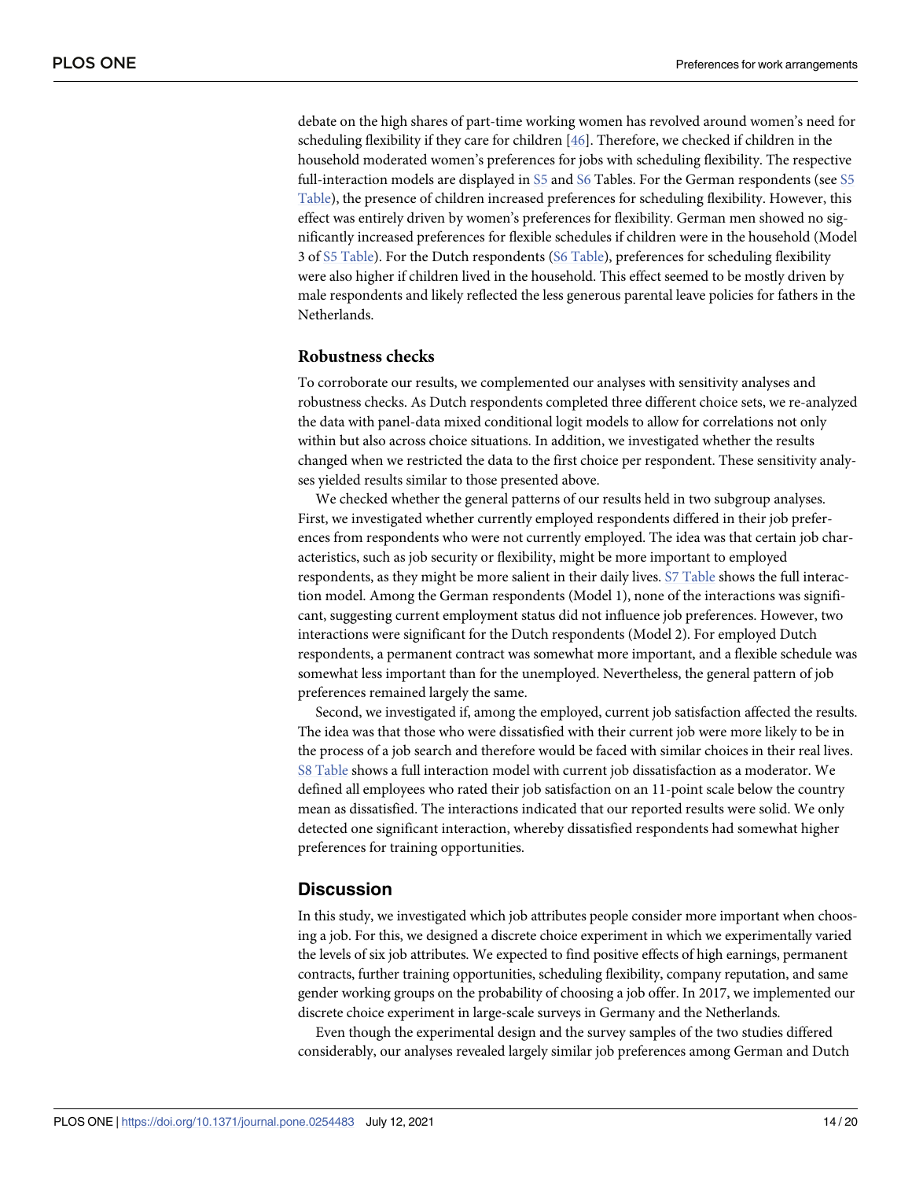debate on the high shares of part-time working women has revolved around women's need for scheduling flexibility if they care for children [46]. Therefore, we checked if children in the household moderated women's preferences for jobs with scheduling flexibility. The respective full-interaction models are displayed in S5 and S6 Tables. For the German respondents (see S5 Table), the presence of children increased preferences for scheduling flexibility. However, this effect was entirely driven by women's preferences for flexibility. German men showed no significantly increased preferences for flexible schedules if children were in the household (Model 3 of S5 Table). For the Dutch respondents (S6 Table), preferences for scheduling flexibility were also higher if children lived in the household. This effect seemed to be mostly driven by male respondents and likely reflected the less generous parental leave policies for fathers in the Netherlands.

### Robustness checks

To corroborate our results, we complemented our analyses with sensitivity analyses and robustness checks. As Dutch respondents completed three different choice sets, we re-analyzed the data with panel-data mixed conditional logit models to allow for correlations not only within but also across choice situations. In addition, we investigated whether the results changed when we restricted the data to the first choice per respondent. These sensitivity analyses yielded results similar to those presented above.

We checked whether the general patterns of our results held in two subgroup analyses. First, we investigated whether currently employed respondents differed in their job preferences from respondents who were not currently employed. The idea was that certain job characteristics, such as job security or flexibility, might be more important to employed respondents, as they might be more salient in their daily lives. S7 Table shows the full interaction model. Among the German respondents (Model 1), none of the interactions was significant, suggesting current employment status did not influence job preferences. However, two interactions were significant for the Dutch respondents (Model 2). For employed Dutch respondents, a permanent contract was somewhat more important, and a flexible schedule was somewhat less important than for the unemployed. Nevertheless, the general pattern of job preferences remained largely the same.

Second, we investigated if, among the employed, current job satisfaction affected the results. The idea was that those who were dissatisfied with their current job were more likely to be in the process of a job search and therefore would be faced with similar choices in their real lives. S8 Table shows a full interaction model with current job dissatisfaction as a moderator. We defined all employees who rated their job satisfaction on an 11-point scale below the country mean as dissatisfied. The interactions indicated that our reported results were solid. We only detected one significant interaction, whereby dissatisfied respondents had somewhat higher preferences for training opportunities.

## Discussion

In this study, we investigated which job attributes people consider more important when choosing a job. For this, we designed a discrete choice experiment in which we experimentally varied the levels of six job attributes. We expected to find positive effects of high earnings, permanent contracts, further training opportunities, scheduling flexibility, company reputation, and same gender working groups on the probability of choosing a job offer. In 2017, we implemented our discrete choice experiment in large-scale surveys in Germany and the Netherlands.

Even though the experimental design and the survey samples of the two studies differed considerably, our analyses revealed largely similar job preferences among German and Dutch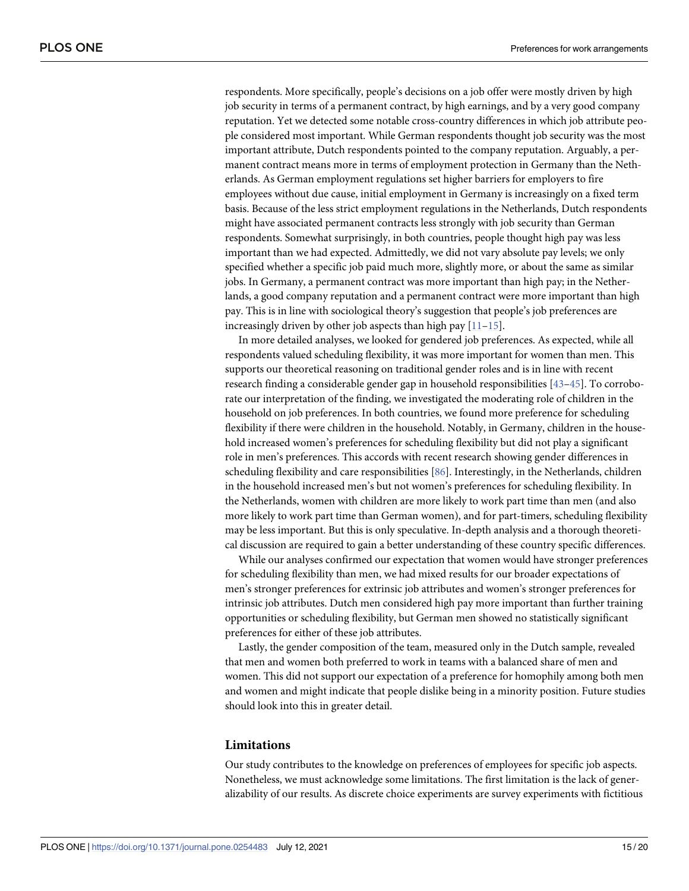respondents. More specifically, people's decisions on a job offer were mostly driven by high job security in terms of a permanent contract, by high earnings, and by a very good company reputation. Yet we detected some notable cross-country differences in which job attribute people considered most important. While German respondents thought job security was the most important attribute, Dutch respondents pointed to the company reputation. Arguably, a permanent contract means more in terms of employment protection in Germany than the Netherlands. As German employment regulations set higher barriers for employers to fire employees without due cause, initial employment in Germany is increasingly on a fixed term basis. Because of the less strict employment regulations in the Netherlands, Dutch respondents might have associated permanent contracts less strongly with job security than German respondents. Somewhat surprisingly, in both countries, people thought high pay was less important than we had expected. Admittedly, we did not vary absolute pay levels; we only specified whether a specific job paid much more, slightly more, or about the same as similar jobs. In Germany, a permanent contract was more important than high pay; in the Netherlands, a good company reputation and a permanent contract were more important than high pay. This is in line with sociological theory's suggestion that people's job preferences are increasingly driven by other job aspects than high pay [11–15].

In more detailed analyses, we looked for gendered job preferences. As expected, while all respondents valued scheduling flexibility, it was more important for women than men. This supports our theoretical reasoning on traditional gender roles and is in line with recent research finding a considerable gender gap in household responsibilities [43–45]. To corroborate our interpretation of the finding, we investigated the moderating role of children in the household on job preferences. In both countries, we found more preference for scheduling flexibility if there were children in the household. Notably, in Germany, children in the household increased women's preferences for scheduling flexibility but did not play a significant role in men's preferences. This accords with recent research showing gender differences in scheduling flexibility and care responsibilities [86]. Interestingly, in the Netherlands, children in the household increased men's but not women's preferences for scheduling flexibility. In the Netherlands, women with children are more likely to work part time than men (and also more likely to work part time than German women), and for part-timers, scheduling flexibility may be less important. But this is only speculative. In-depth analysis and a thorough theoretical discussion are required to gain a better understanding of these country specific differences.

While our analyses confirmed our expectation that women would have stronger preferences for scheduling flexibility than men, we had mixed results for our broader expectations of men's stronger preferences for extrinsic job attributes and women's stronger preferences for intrinsic job attributes. Dutch men considered high pay more important than further training opportunities or scheduling flexibility, but German men showed no statistically significant preferences for either of these job attributes.

Lastly, the gender composition of the team, measured only in the Dutch sample, revealed that men and women both preferred to work in teams with a balanced share of men and women. This did not support our expectation of a preference for homophily among both men and women and might indicate that people dislike being in a minority position. Future studies should look into this in greater detail.

## Limitations

Our study contributes to the knowledge on preferences of employees for specific job aspects. Nonetheless, we must acknowledge some limitations. The first limitation is the lack of generalizability of our results. As discrete choice experiments are survey experiments with fictitious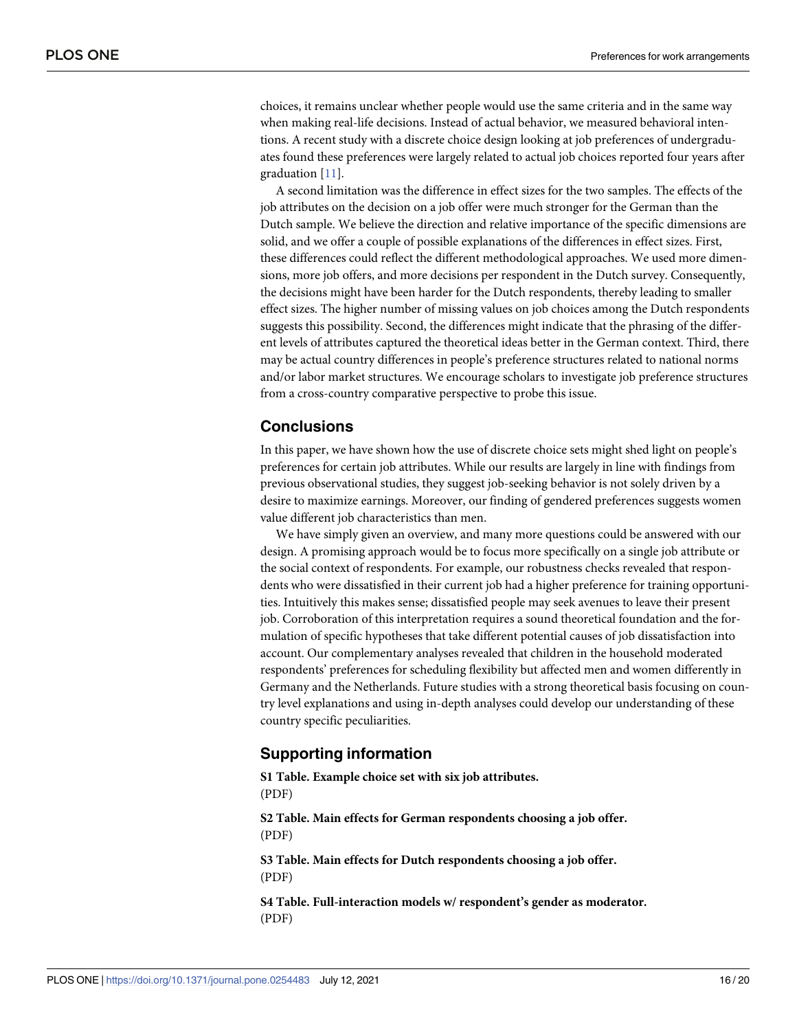choices, it remains unclear whether people would use the same criteria and in the same way when making real-life decisions. Instead of actual behavior, we measured behavioral intentions. A recent study with a discrete choice design looking at job preferences of undergraduates found these preferences were largely related to actual job choices reported four years after graduation [11].

A second limitation was the difference in effect sizes for the two samples. The effects of the job attributes on the decision on a job offer were much stronger for the German than the Dutch sample. We believe the direction and relative importance of the specific dimensions are solid, and we offer a couple of possible explanations of the differences in effect sizes. First, these differences could reflect the different methodological approaches. We used more dimensions, more job offers, and more decisions per respondent in the Dutch survey. Consequently, the decisions might have been harder for the Dutch respondents, thereby leading to smaller effect sizes. The higher number of missing values on job choices among the Dutch respondents suggests this possibility. Second, the differences might indicate that the phrasing of the different levels of attributes captured the theoretical ideas better in the German context. Third, there may be actual country differences in people's preference structures related to national norms and/or labor market structures. We encourage scholars to investigate job preference structures from a cross-country comparative perspective to probe this issue.

## Conclusions

In this paper, we have shown how the use of discrete choice sets might shed light on people's preferences for certain job attributes. While our results are largely in line with findings from previous observational studies, they suggest job-seeking behavior is not solely driven by a desire to maximize earnings. Moreover, our finding of gendered preferences suggests women value different job characteristics than men.

We have simply given an overview, and many more questions could be answered with our design. A promising approach would be to focus more specifically on a single job attribute or the social context of respondents. For example, our robustness checks revealed that respondents who were dissatisfied in their current job had a higher preference for training opportunities. Intuitively this makes sense; dissatisfied people may seek avenues to leave their present job. Corroboration of this interpretation requires a sound theoretical foundation and the formulation of specific hypotheses that take different potential causes of job dissatisfaction into account. Our complementary analyses revealed that children in the household moderated respondents' preferences for scheduling flexibility but affected men and women differently in Germany and the Netherlands. Future studies with a strong theoretical basis focusing on country level explanations and using in-depth analyses could develop our understanding of these country specific peculiarities.

## Supporting information

**S1 Table. Example choice set with six job attributes.**
(PDF)

**S2 Table. Main effects for German respondents choosing a job offer.**
(PDF)

**S3 Table. Main effects for Dutch respondents choosing a job offer.**
(PDF)

**S4 Table. Full-interaction models w/ respondent's gender as moderator.**
(PDF)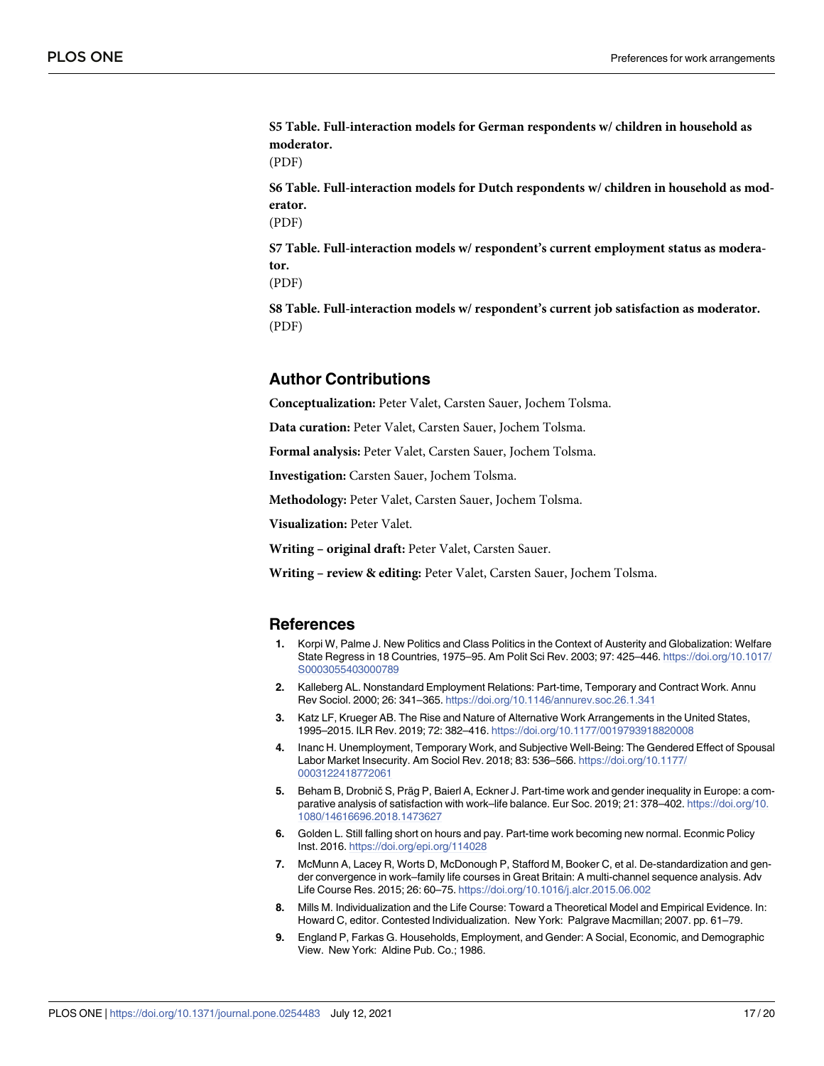**S5 Table. Full-interaction models for German respondents w/ children in household as moderator.**
(PDF)

**S6 Table. Full-interaction models for Dutch respondents w/ children in household as moderator.**
(PDF)

**S7 Table. Full-interaction models w/ respondent's current employment status as moderator.**
(PDF)

**S8 Table. Full-interaction models w/ respondent's current job satisfaction as moderator.**
(PDF)

## Author Contributions

**Conceptualization:** Peter Valet, Carsten Sauer, Jochem Tolsma.

**Data curation:** Peter Valet, Carsten Sauer, Jochem Tolsma.

**Formal analysis:** Peter Valet, Carsten Sauer, Jochem Tolsma.

**Investigation:** Carsten Sauer, Jochem Tolsma.

**Methodology:** Peter Valet, Carsten Sauer, Jochem Tolsma.

**Visualization:** Peter Valet.

**Writing – original draft:** Peter Valet, Carsten Sauer.

**Writing – review & editing:** Peter Valet, Carsten Sauer, Jochem Tolsma.

## References

1. Korpi W, Palme J. New Politics and Class Politics in the Context of Austerity and Globalization: Welfare State Regress in 18 Countries, 1975–95. Am Polit Sci Rev. 2003; 97: 425–446. https://doi.org/10.1017/S0003055403000789
2. Kalleberg AL. Nonstandard Employment Relations: Part-time, Temporary and Contract Work. Annu Rev Sociol. 2000; 26: 341–365. https://doi.org/10.1146/annurev.soc.26.1.341
3. Katz LF, Krueger AB. The Rise and Nature of Alternative Work Arrangements in the United States, 1995–2015. ILR Rev. 2019; 72: 382–416. https://doi.org/10.1177/0019793918820008
4. Inanc H. Unemployment, Temporary Work, and Subjective Well-Being: The Gendered Effect of Spousal Labor Market Insecurity. Am Sociol Rev. 2018; 83: 536–566. https://doi.org/10.1177/0003122418772061
5. Beham B, Drobnič S, Präg P, Baierl A, Eckner J. Part-time work and gender inequality in Europe: a comparative analysis of satisfaction with work–life balance. Eur Soc. 2019; 21: 378–402. https://doi.org/10.1080/14616696.2018.1473627
6. Golden L. Still falling short on hours and pay. Part-time work becoming new normal. Econmic Policy Inst. 2016. https://doi.org/epi.org/114028
7. McMunn A, Lacey R, Worts D, McDonough P, Stafford M, Booker C, et al. De-standardization and gender convergence in work–family life courses in Great Britain: A multi-channel sequence analysis. Adv Life Course Res. 2015; 26: 60–75. https://doi.org/10.1016/j.alcr.2015.06.002
8. Mills M. Individualization and the Life Course: Toward a Theoretical Model and Empirical Evidence. In: Howard C, editor. Contested Individualization. New York: Palgrave Macmillan; 2007. pp. 61–79.
9. England P, Farkas G. Households, Employment, and Gender: A Social, Economic, and Demographic View. New York: Aldine Pub. Co.; 1986.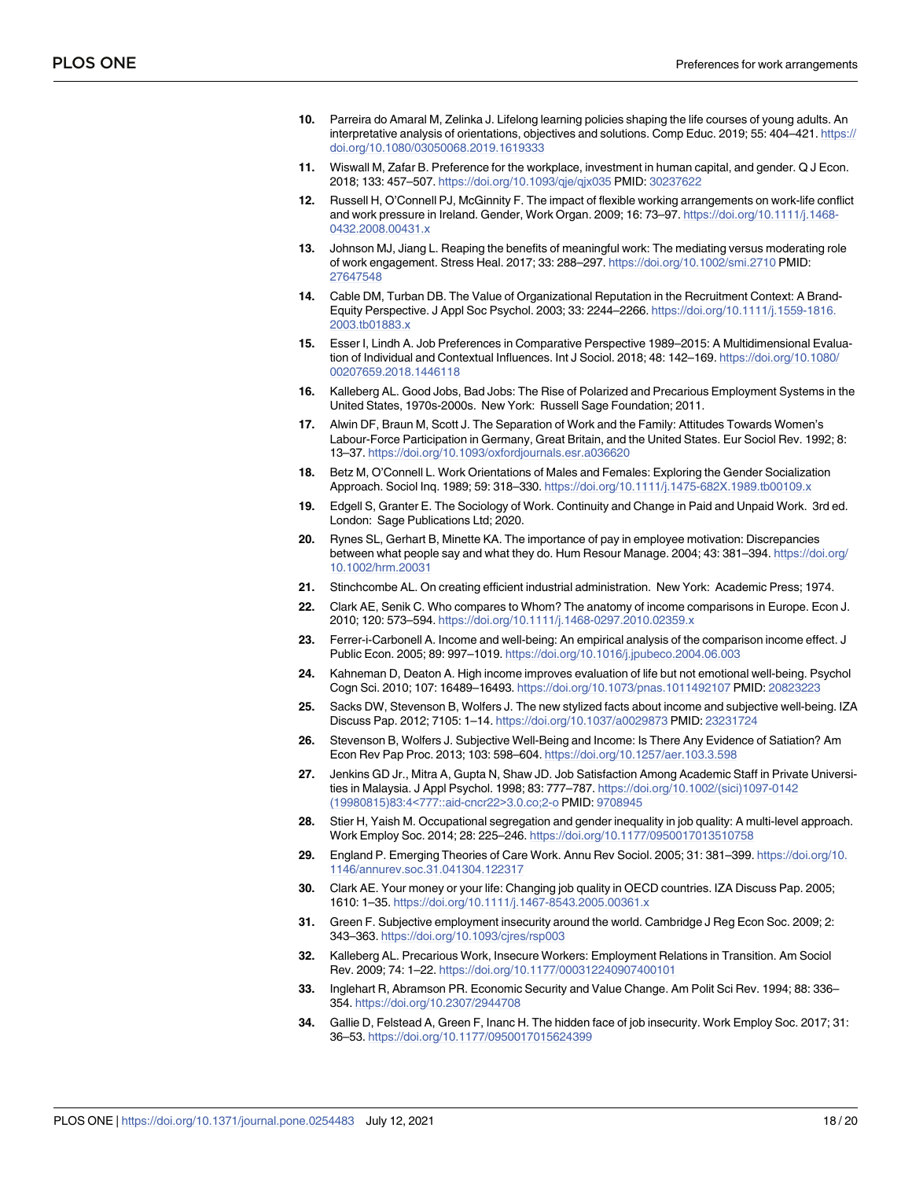10. Parreira do Amaral M, Zelinka J. Lifelong learning policies shaping the life courses of young adults. An interpretative analysis of orientations, objectives and solutions. Comp Educ. 2019; 55: 404–421. https://doi.org/10.1080/03050068.2019.1619333

11. Wiswall M, Zafar B. Preference for the workplace, investment in human capital, and gender. Q J Econ. 2018; 133: 457–507. https://doi.org/10.1093/qje/qjx035 PMID: 30237622

12. Russell H, O'Connell PJ, McGinnity F. The impact of flexible working arrangements on work-life conflict and work pressure in Ireland. Gender, Work Organ. 2009; 16: 73–97. https://doi.org/10.1111/j.1468-0432.2008.00431.x

13. Johnson MJ, Jiang L. Reaping the benefits of meaningful work: The mediating versus moderating role of work engagement. Stress Heal. 2017; 33: 288–297. https://doi.org/10.1002/smi.2710 PMID: 27647548

14. Cable DM, Turban DB. The Value of Organizational Reputation in the Recruitment Context: A Brand-Equity Perspective. J Appl Soc Psychol. 2003; 33: 2244–2266. https://doi.org/10.1111/j.1559-1816.2003.tb01883.x

15. Esser I, Lindh A. Job Preferences in Comparative Perspective 1989–2015: A Multidimensional Evaluation of Individual and Contextual Influences. Int J Sociol. 2018; 48: 142–169. https://doi.org/10.1080/00207659.2018.1446118

16. Kalleberg AL. Good Jobs, Bad Jobs: The Rise of Polarized and Precarious Employment Systems in the United States, 1970s-2000s. New York: Russell Sage Foundation; 2011.

17. Alwin DF, Braun M, Scott J. The Separation of Work and the Family: Attitudes Towards Women's Labour-Force Participation in Germany, Great Britain, and the United States. Eur Sociol Rev. 1992; 8: 13–37. https://doi.org/10.1093/oxfordjournals.esr.a036620

18. Betz M, O'Connell L. Work Orientations of Males and Females: Exploring the Gender Socialization Approach. Sociol Inq. 1989; 59: 318–330. https://doi.org/10.1111/j.1475-682X.1989.tb00109.x

19. Edgell S, Granter E. The Sociology of Work. Continuity and Change in Paid and Unpaid Work. 3rd ed. London: Sage Publications Ltd; 2020.

20. Rynes SL, Gerhart B, Minette KA. The importance of pay in employee motivation: Discrepancies between what people say and what they do. Hum Resour Manage. 2004; 43: 381–394. https://doi.org/10.1002/hrm.20031

21. Stinchcombe AL. On creating efficient industrial administration. New York: Academic Press; 1974.

22. Clark AE, Senik C. Who compares to Whom? The anatomy of income comparisons in Europe. Econ J. 2010; 120: 573–594. https://doi.org/10.1111/j.1468-0297.2010.02359.x

23. Ferrer-i-Carbonell A. Income and well-being: An empirical analysis of the comparison income effect. J Public Econ. 2005; 89: 997–1019. https://doi.org/10.1016/j.jpubeco.2004.06.003

24. Kahneman D, Deaton A. High income improves evaluation of life but not emotional well-being. Psychol Cogn Sci. 2010; 107: 16489–16493. https://doi.org/10.1073/pnas.1011492107 PMID: 20823223

25. Sacks DW, Stevenson B, Wolfers J. The new stylized facts about income and subjective well-being. IZA Discuss Pap. 2012; 7105: 1–14. https://doi.org/10.1037/a0029873 PMID: 23231724

26. Stevenson B, Wolfers J. Subjective Well-Being and Income: Is There Any Evidence of Satiation? Am Econ Rev Pap Proc. 2013; 103: 598–604. https://doi.org/10.1257/aer.103.3.598

27. Jenkins GD Jr., Mitra A, Gupta N, Shaw JD. Job Satisfaction Among Academic Staff in Private Universities in Malaysia. J Appl Psychol. 1998; 83: 777–787. https://doi.org/10.1002/(sici)1097-0142(19980815)83:4<777::aid-cncr22>3.0.co;2-o PMID: 9708945

28. Stier H, Yaish M. Occupational segregation and gender inequality in job quality: A multi-level approach. Work Employ Soc. 2014; 28: 225–246. https://doi.org/10.1177/0950017013510758

29. England P. Emerging Theories of Care Work. Annu Rev Sociol. 2005; 31: 381–399. https://doi.org/10.1146/annurev.soc.31.041304.122317

30. Clark AE. Your money or your life: Changing job quality in OECD countries. IZA Discuss Pap. 2005; 1610: 1–35. https://doi.org/10.1111/j.1467-8543.2005.00361.x

31. Green F. Subjective employment insecurity around the world. Cambridge J Reg Econ Soc. 2009; 2: 343–363. https://doi.org/10.1093/cjres/rsp003

32. Kalleberg AL. Precarious Work, Insecure Workers: Employment Relations in Transition. Am Sociol Rev. 2009; 74: 1–22. https://doi.org/10.1177/000312240907400101

33. Inglehart R, Abramson PR. Economic Security and Value Change. Am Polit Sci Rev. 1994; 88: 336–354. https://doi.org/10.2307/2944708

34. Gallie D, Felstead A, Green F, Inanc H. The hidden face of job insecurity. Work Employ Soc. 2017; 31: 36–53. https://doi.org/10.1177/0950017015624399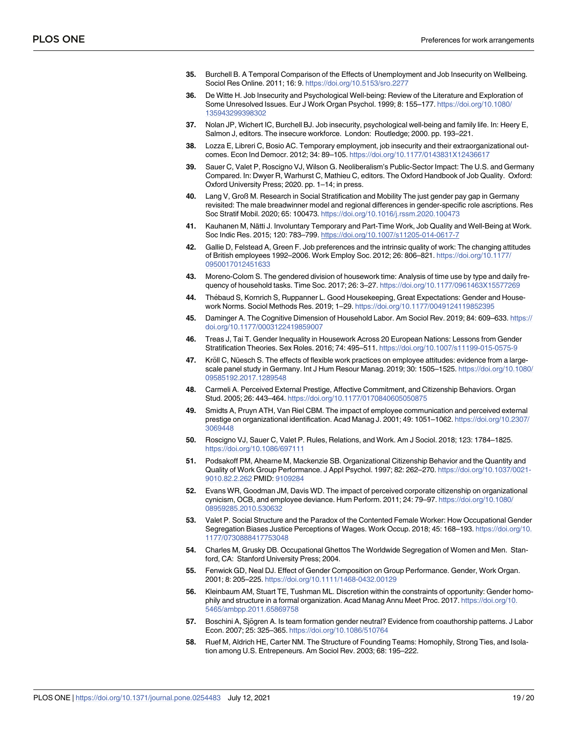35. Burchell B. A Temporal Comparison of the Effects of Unemployment and Job Insecurity on Wellbeing. Sociol Res Online. 2011; 16: 9. https://doi.org/10.5153/sro.2277

36. De Witte H. Job Insecurity and Psychological Well-being: Review of the Literature and Exploration of Some Unresolved Issues. Eur J Work Organ Psychol. 1999; 8: 155–177. https://doi.org/10.1080/135943299398302

37. Nolan JP, Wichert IC, Burchell BJ. Job insecurity, psychological well-being and family life. In: Heery E, Salmon J, editors. The insecure workforce. London: Routledge; 2000. pp. 193–221.

38. Lozza E, Libreri C, Bosio AC. Temporary employment, job insecurity and their extraorganizational outcomes. Econ Ind Democr. 2012; 34: 89–105. https://doi.org/10.1177/0143831X12436617

39. Sauer C, Valet P, Roscigno VJ, Wilson G. Neoliberalism's Public-Sector Impact: The U.S. and Germany Compared. In: Dwyer R, Warhurst C, Mathieu C, editors. The Oxford Handbook of Job Quality. Oxford: Oxford University Press; 2020. pp. 1–14; in press.

40. Lang V, Groß M. Research in Social Stratification and Mobility The just gender pay gap in Germany revisited: The male breadwinner model and regional differences in gender-specific role ascriptions. Res Soc Stratif Mobil. 2020; 65: 100473. https://doi.org/10.1016/j.rssm.2020.100473

41. Kauhanen M, Nätti J. Involuntary Temporary and Part-Time Work, Job Quality and Well-Being at Work. Soc Indic Res. 2015; 120: 783–799. https://doi.org/10.1007/s11205-014-0617-7

42. Gallie D, Felstead A, Green F. Job preferences and the intrinsic quality of work: The changing attitudes of British employees 1992–2006. Work Employ Soc. 2012; 26: 806–821. https://doi.org/10.1177/0950017012451633

43. Moreno-Colom S. The gendered division of housework time: Analysis of time use by type and daily frequency of household tasks. Time Soc. 2017; 26: 3–27. https://doi.org/10.1177/0961463X15577269

44. Thébaud S, Kornrich S, Ruppanner L. Good Housekeeping, Great Expectations: Gender and Housework Norms. Sociol Methods Res. 2019; 1–29. https://doi.org/10.1177/0049124119852395

45. Daminger A. The Cognitive Dimension of Household Labor. Am Sociol Rev. 2019; 84: 609–633. https://doi.org/10.1177/0003122419859007

46. Treas J, Tai T. Gender Inequality in Housework Across 20 European Nations: Lessons from Gender Stratification Theories. Sex Roles. 2016; 74: 495–511. https://doi.org/10.1007/s11199-015-0575-9

47. Kröll C, Nüesch S. The effects of flexible work practices on employee attitudes: evidence from a large-scale panel study in Germany. Int J Hum Resour Manag. 2019; 30: 1505–1525. https://doi.org/10.1080/09585192.2017.1289548

48. Carmeli A. Perceived External Prestige, Affective Commitment, and Citizenship Behaviors. Organ Stud. 2005; 26: 443–464. https://doi.org/10.1177/0170840605050875

49. Smidts A, Pruyn ATH, Van Riel CBM. The impact of employee communication and perceived external prestige on organizational identification. Acad Manag J. 2001; 49: 1051–1062. https://doi.org/10.2307/3069448

50. Roscigno VJ, Sauer C, Valet P. Rules, Relations, and Work. Am J Sociol. 2018; 123: 1784–1825. https://doi.org/10.1086/697111

51. Podsakoff PM, Ahearne M, Mackenzie SB. Organizational Citizenship Behavior and the Quantity and Quality of Work Group Performance. J Appl Psychol. 1997; 82: 262–270. https://doi.org/10.1037/0021-9010.82.2.262 PMID: 9109284

52. Evans WR, Goodman JM, Davis WD. The impact of perceived corporate citizenship on organizational cynicism, OCB, and employee deviance. Hum Perform. 2011; 24: 79–97. https://doi.org/10.1080/08959285.2010.530632

53. Valet P. Social Structure and the Paradox of the Contented Female Worker: How Occupational Gender Segregation Biases Justice Perceptions of Wages. Work Occup. 2018; 45: 168–193. https://doi.org/10.1177/0730888417753048

54. Charles M, Grusky DB. Occupational Ghettos The Worldwide Segregation of Women and Men. Stanford, CA: Stanford University Press; 2004.

55. Fenwick GD, Neal DJ. Effect of Gender Composition on Group Performance. Gender, Work Organ. 2001; 8: 205–225. https://doi.org/10.1111/1468-0432.00129

56. Kleinbaum AM, Stuart TE, Tushman ML. Discretion within the constraints of opportunity: Gender homophily and structure in a formal organization. Acad Manag Annu Meet Proc. 2017. https://doi.org/10.5465/ambpp.2011.65869758

57. Boschini A, Sjögren A. Is team formation gender neutral? Evidence from coauthorship patterns. J Labor Econ. 2007; 25: 325–365. https://doi.org/10.1086/510764

58. Ruef M, Aldrich HE, Carter NM. The Structure of Founding Teams: Homophily, Strong Ties, and Isolation among U.S. Entrepeneurs. Am Sociol Rev. 2003; 68: 195–222.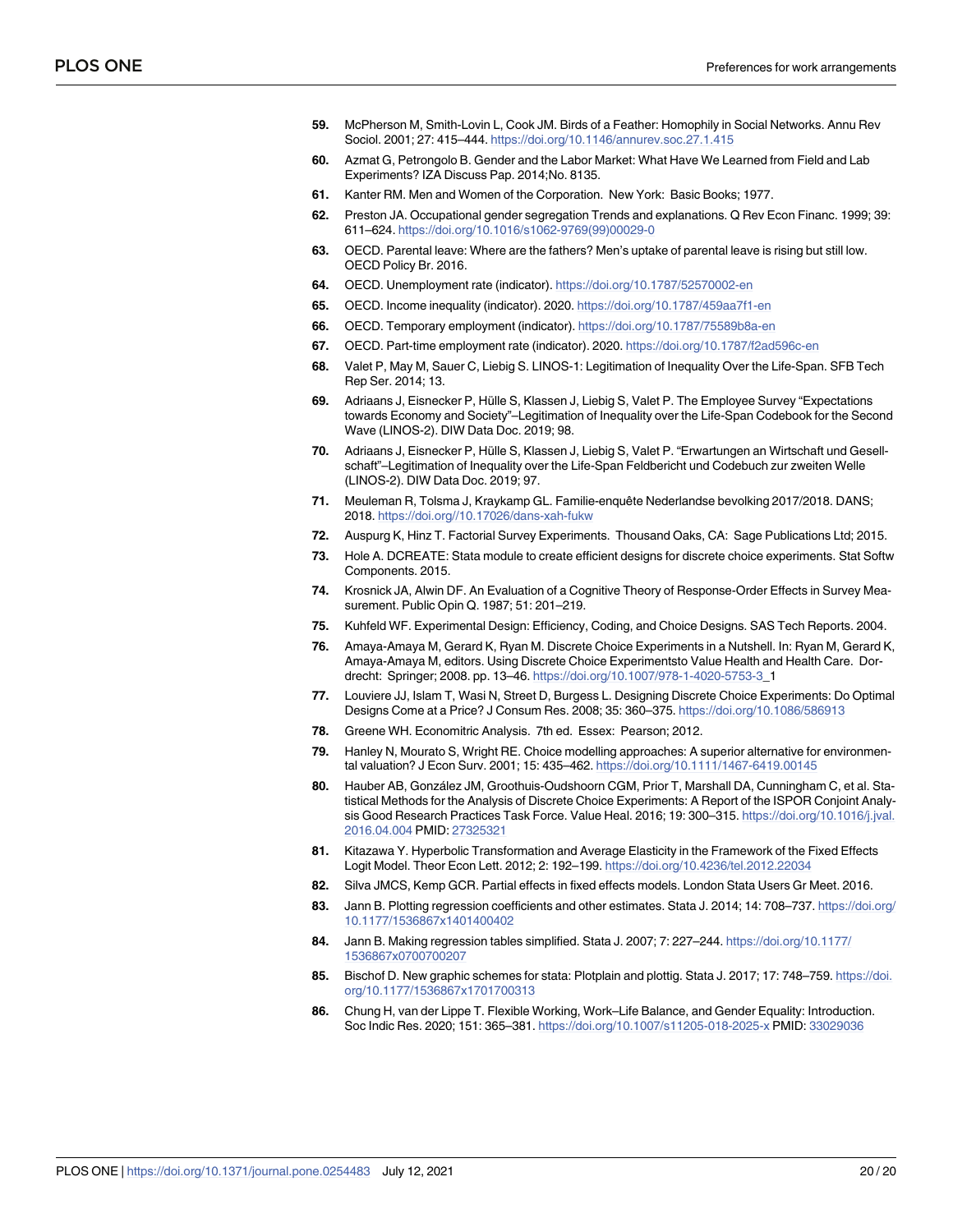59. McPherson M, Smith-Lovin L, Cook JM. Birds of a Feather: Homophily in Social Networks. Annu Rev Sociol. 2001; 27: 415–444. https://doi.org/10.1146/annurev.soc.27.1.415
60. Azmat G, Petrongolo B. Gender and the Labor Market: What Have We Learned from Field and Lab Experiments? IZA Discuss Pap. 2014;No. 8135.
61. Kanter RM. Men and Women of the Corporation. New York: Basic Books; 1977.
62. Preston JA. Occupational gender segregation Trends and explanations. Q Rev Econ Financ. 1999; 39: 611–624. https://doi.org/10.1016/s1062-9769(99)00029-0
63. OECD. Parental leave: Where are the fathers? Men's uptake of parental leave is rising but still low. OECD Policy Br. 2016.
64. OECD. Unemployment rate (indicator). https://doi.org/10.1787/52570002-en
65. OECD. Income inequality (indicator). 2020. https://doi.org/10.1787/459aa7f1-en
66. OECD. Temporary employment (indicator). https://doi.org/10.1787/75589b8a-en
67. OECD. Part-time employment rate (indicator). 2020. https://doi.org/10.1787/f2ad596c-en
68. Valet P, May M, Sauer C, Liebig S. LINOS-1: Legitimation of Inequality Over the Life-Span. SFB Tech Rep Ser. 2014; 13.
69. Adriaans J, Eisnecker P, Hülle S, Klassen J, Liebig S, Valet P. The Employee Survey "Expectations towards Economy and Society"–Legitimation of Inequality over the Life-Span Codebook for the Second Wave (LINOS-2). DIW Data Doc. 2019; 98.
70. Adriaans J, Eisnecker P, Hülle S, Klassen J, Liebig S, Valet P. "Erwartungen an Wirtschaft und Gesellschaft"–Legitimation of Inequality over the Life-Span Feldbericht und Codebuch zur zweiten Welle (LINOS-2). DIW Data Doc. 2019; 97.
71. Meuleman R, Tolsma J, Kraykamp GL. Familie-enquête Nederlandse bevolking 2017/2018. DANS; 2018. https://doi.org//10.17026/dans-xah-fukw
72. Auspurg K, Hinz T. Factorial Survey Experiments. Thousand Oaks, CA: Sage Publications Ltd; 2015.
73. Hole A. DCREATE: Stata module to create efficient designs for discrete choice experiments. Stat Softw Components. 2015.
74. Krosnick JA, Alwin DF. An Evaluation of a Cognitive Theory of Response-Order Effects in Survey Measurement. Public Opin Q. 1987; 51: 201–219.
75. Kuhfeld WF. Experimental Design: Efficiency, Coding, and Choice Designs. SAS Tech Reports. 2004.
76. Amaya-Amaya M, Gerard K, Ryan M. Discrete Choice Experiments in a Nutshell. In: Ryan M, Gerard K, Amaya-Amaya M, editors. Using Discrete Choice Experimentsto Value Health and Health Care. Dordrecht: Springer; 2008. pp. 13–46. https://doi.org/10.1007/978-1-4020-5753-3_1
77. Louviere JJ, Islam T, Wasi N, Street D, Burgess L. Designing Discrete Choice Experiments: Do Optimal Designs Come at a Price? J Consum Res. 2008; 35: 360–375. https://doi.org/10.1086/586913
78. Greene WH. Economitric Analysis. 7th ed. Essex: Pearson; 2012.
79. Hanley N, Mourato S, Wright RE. Choice modelling approaches: A superior alternative for environmental valuation? J Econ Surv. 2001; 15: 435–462. https://doi.org/10.1111/1467-6419.00145
80. Hauber AB, González JM, Groothuis-Oudshoorn CGM, Prior T, Marshall DA, Cunningham C, et al. Statistical Methods for the Analysis of Discrete Choice Experiments: A Report of the ISPOR Conjoint Analysis Good Research Practices Task Force. Value Heal. 2016; 19: 300–315. https://doi.org/10.1016/j.jval.2016.04.004 PMID: 27325321
81. Kitazawa Y. Hyperbolic Transformation and Average Elasticity in the Framework of the Fixed Effects Logit Model. Theor Econ Lett. 2012; 2: 192–199. https://doi.org/10.4236/tel.2012.22034
82. Silva JMCS, Kemp GCR. Partial effects in fixed effects models. London Stata Users Gr Meet. 2016.
83. Jann B. Plotting regression coefficients and other estimates. Stata J. 2014; 14: 708–737. https://doi.org/10.1177/1536867x1401400402
84. Jann B. Making regression tables simplified. Stata J. 2007; 7: 227–244. https://doi.org/10.1177/1536867x0700700207
85. Bischof D. New graphic schemes for stata: Plotplain and plottig. Stata J. 2017; 17: 748–759. https://doi.org/10.1177/1536867x1701700313
86. Chung H, van der Lippe T. Flexible Working, Work–Life Balance, and Gender Equality: Introduction. Soc Indic Res. 2020; 151: 365–381. https://doi.org/10.1007/s11205-018-2025-x PMID: 33029036